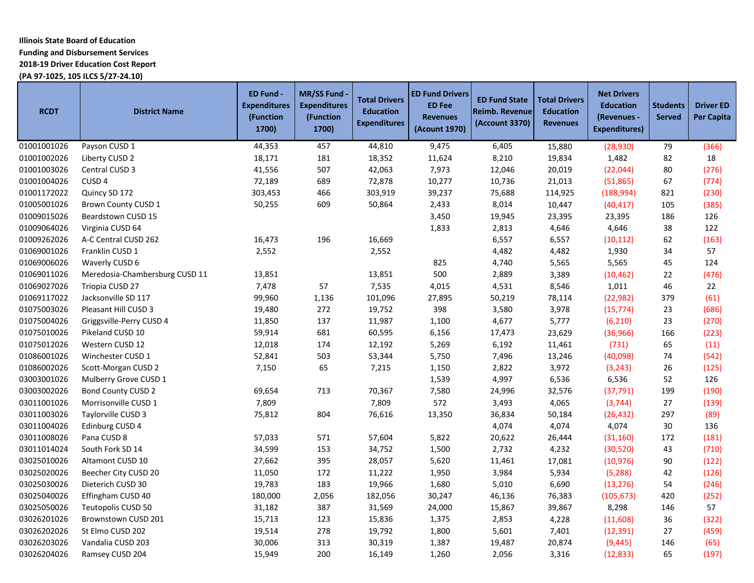**Illinois State Board of Education**
**Funding and Disbursement Services**
**2018-19 Driver Education Cost Report**
**(PA 97-1025, 105 ILCS 5/27-24.10)**

| RCDT | District Name | ED Fund - Expenditures (Function 1700) | MR/SS Fund - Expenditures (Function 1700) | Total Drivers Education Expenditures | ED Fund Drivers ED Fee Revenues (Acount 1970) | ED Fund State Reimb. Revenue (Account 3370) | Total Drivers Education Revenues | Net Drivers Education (Revenues - Expenditures) | Students Served | Driver ED Per Capita |
|---|---|---|---|---|---|---|---|---|---|---|
| 01001001026 | Payson CUSD 1 | 44,353 | 457 | 44,810 | 9,475 | 6,405 | 15,880 | (28,930) | 79 | (366) |
| 01001002026 | Liberty CUSD 2 | 18,171 | 181 | 18,352 | 11,624 | 8,210 | 19,834 | 1,482 | 82 | 18 |
| 01001003026 | Central CUSD 3 | 41,556 | 507 | 42,063 | 7,973 | 12,046 | 20,019 | (22,044) | 80 | (276) |
| 01001004026 | CUSD 4 | 72,189 | 689 | 72,878 | 10,277 | 10,736 | 21,013 | (51,865) | 67 | (774) |
| 01001172022 | Quincy SD 172 | 303,453 | 466 | 303,919 | 39,237 | 75,688 | 114,925 | (188,994) | 821 | (230) |
| 01005001026 | Brown County CUSD 1 | 50,255 | 609 | 50,864 | 2,433 | 8,014 | 10,447 | (40,417) | 105 | (385) |
| 01009015026 | Beardstown CUSD 15 | | | | 3,450 | 19,945 | 23,395 | 23,395 | 186 | 126 |
| 01009064026 | Virginia CUSD 64 | | | | 1,833 | 2,813 | 4,646 | 4,646 | 38 | 122 |
| 01009262026 | A-C Central CUSD 262 | 16,473 | 196 | 16,669 | | 6,557 | 6,557 | (10,112) | 62 | (163) |
| 01069001026 | Franklin CUSD 1 | 2,552 | | 2,552 | | 4,482 | 4,482 | 1,930 | 34 | 57 |
| 01069006026 | Waverly CUSD 6 | | | | 825 | 4,740 | 5,565 | 5,565 | 45 | 124 |
| 01069011026 | Meredosia-Chambersburg CUSD 11 | 13,851 | | 13,851 | 500 | 2,889 | 3,389 | (10,462) | 22 | (476) |
| 01069027026 | Triopia CUSD 27 | 7,478 | 57 | 7,535 | 4,015 | 4,531 | 8,546 | 1,011 | 46 | 22 |
| 01069117022 | Jacksonville SD 117 | 99,960 | 1,136 | 101,096 | 27,895 | 50,219 | 78,114 | (22,982) | 379 | (61) |
| 01075003026 | Pleasant Hill CUSD 3 | 19,480 | 272 | 19,752 | 398 | 3,580 | 3,978 | (15,774) | 23 | (686) |
| 01075004026 | Griggsville-Perry CUSD 4 | 11,850 | 137 | 11,987 | 1,100 | 4,677 | 5,777 | (6,210) | 23 | (270) |
| 01075010026 | Pikeland CUSD 10 | 59,914 | 681 | 60,595 | 6,156 | 17,473 | 23,629 | (36,966) | 166 | (223) |
| 01075012026 | Western CUSD 12 | 12,018 | 174 | 12,192 | 5,269 | 6,192 | 11,461 | (731) | 65 | (11) |
| 01086001026 | Winchester CUSD 1 | 52,841 | 503 | 53,344 | 5,750 | 7,496 | 13,246 | (40,098) | 74 | (542) |
| 01086002026 | Scott-Morgan CUSD 2 | 7,150 | 65 | 7,215 | 1,150 | 2,822 | 3,972 | (3,243) | 26 | (125) |
| 03003001026 | Mulberry Grove CUSD 1 | | | | 1,539 | 4,997 | 6,536 | 6,536 | 52 | 126 |
| 03003002026 | Bond County CUSD 2 | 69,654 | 713 | 70,367 | 7,580 | 24,996 | 32,576 | (37,791) | 199 | (190) |
| 03011001026 | Morrisonville CUSD 1 | 7,809 | | 7,809 | 572 | 3,493 | 4,065 | (3,744) | 27 | (139) |
| 03011003026 | Taylorville CUSD 3 | 75,812 | 804 | 76,616 | 13,350 | 36,834 | 50,184 | (26,432) | 297 | (89) |
| 03011004026 | Edinburg CUSD 4 | | | | | 4,074 | 4,074 | 4,074 | 30 | 136 |
| 03011008026 | Pana CUSD 8 | 57,033 | 571 | 57,604 | 5,822 | 20,622 | 26,444 | (31,160) | 172 | (181) |
| 03011014024 | South Fork SD 14 | 34,599 | 153 | 34,752 | 1,500 | 2,732 | 4,232 | (30,520) | 43 | (710) |
| 03025010026 | Altamont CUSD 10 | 27,662 | 395 | 28,057 | 5,620 | 11,461 | 17,081 | (10,976) | 90 | (122) |
| 03025020026 | Beecher City CUSD 20 | 11,050 | 172 | 11,222 | 1,950 | 3,984 | 5,934 | (5,288) | 42 | (126) |
| 03025030026 | Dieterich CUSD 30 | 19,783 | 183 | 19,966 | 1,680 | 5,010 | 6,690 | (13,276) | 54 | (246) |
| 03025040026 | Effingham CUSD 40 | 180,000 | 2,056 | 182,056 | 30,247 | 46,136 | 76,383 | (105,673) | 420 | (252) |
| 03025050026 | Teutopolis CUSD 50 | 31,182 | 387 | 31,569 | 24,000 | 15,867 | 39,867 | 8,298 | 146 | 57 |
| 03026201026 | Brownstown CUSD 201 | 15,713 | 123 | 15,836 | 1,375 | 2,853 | 4,228 | (11,608) | 36 | (322) |
| 03026202026 | St Elmo CUSD 202 | 19,514 | 278 | 19,792 | 1,800 | 5,601 | 7,401 | (12,391) | 27 | (459) |
| 03026203026 | Vandalia CUSD 203 | 30,006 | 313 | 30,319 | 1,387 | 19,487 | 20,874 | (9,445) | 146 | (65) |
| 03026204026 | Ramsey CUSD 204 | 15,949 | 200 | 16,149 | 1,260 | 2,056 | 3,316 | (12,833) | 65 | (197) |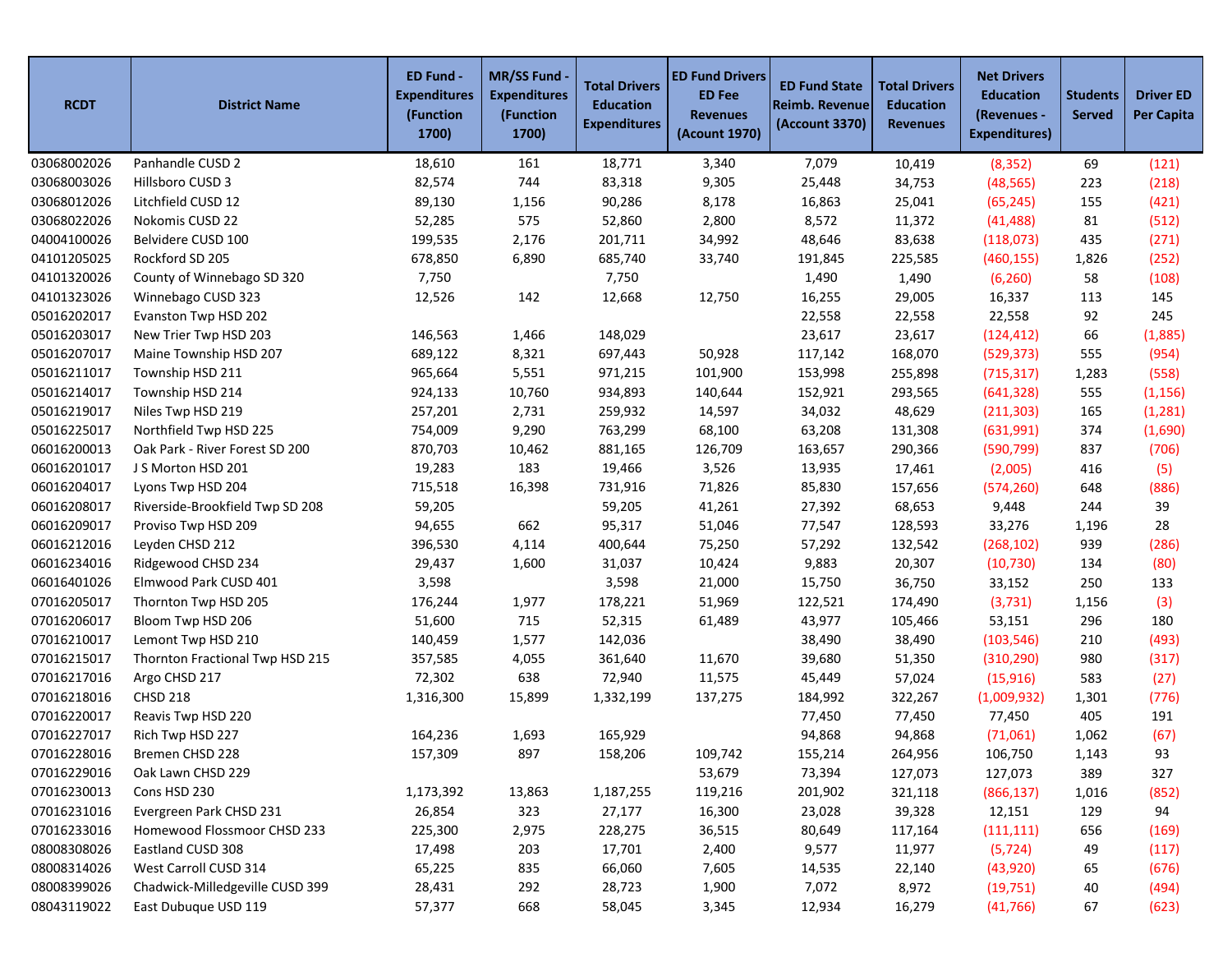| RCDT | District Name | ED Fund - Expenditures (Function 1700) | MR/SS Fund - Expenditures (Function 1700) | Total Drivers Education Expenditures | ED Fund Drivers ED Fee Revenues (Acount 1970) | ED Fund State Reimb. Revenue (Account 3370) | Total Drivers Education Revenues | Net Drivers Education (Revenues - Expenditures) | Students Served | Driver ED Per Capita |
|---|---|---|---|---|---|---|---|---|---|---|
| 03068002026 | Panhandle CUSD 2 | 18,610 | 161 | 18,771 | 3,340 | 7,079 | 10,419 | (8,352) | 69 | (121) |
| 03068003026 | Hillsboro CUSD 3 | 82,574 | 744 | 83,318 | 9,305 | 25,448 | 34,753 | (48,565) | 223 | (218) |
| 03068012026 | Litchfield CUSD 12 | 89,130 | 1,156 | 90,286 | 8,178 | 16,863 | 25,041 | (65,245) | 155 | (421) |
| 03068022026 | Nokomis CUSD 22 | 52,285 | 575 | 52,860 | 2,800 | 8,572 | 11,372 | (41,488) | 81 | (512) |
| 04004100026 | Belvidere CUSD 100 | 199,535 | 2,176 | 201,711 | 34,992 | 48,646 | 83,638 | (118,073) | 435 | (271) |
| 04101205025 | Rockford SD 205 | 678,850 | 6,890 | 685,740 | 33,740 | 191,845 | 225,585 | (460,155) | 1,826 | (252) |
| 04101320026 | County of Winnebago SD 320 | 7,750 | | 7,750 | | 1,490 | 1,490 | (6,260) | 58 | (108) |
| 04101323026 | Winnebago CUSD 323 | 12,526 | 142 | 12,668 | 12,750 | 16,255 | 29,005 | 16,337 | 113 | 145 |
| 05016202017 | Evanston Twp HSD 202 | | | | | 22,558 | 22,558 | 22,558 | 92 | 245 |
| 05016203017 | New Trier Twp HSD 203 | 146,563 | 1,466 | 148,029 | | 23,617 | 23,617 | (124,412) | 66 | (1,885) |
| 05016207017 | Maine Township HSD 207 | 689,122 | 8,321 | 697,443 | 50,928 | 117,142 | 168,070 | (529,373) | 555 | (954) |
| 05016211017 | Township HSD 211 | 965,664 | 5,551 | 971,215 | 101,900 | 153,998 | 255,898 | (715,317) | 1,283 | (558) |
| 05016214017 | Township HSD 214 | 924,133 | 10,760 | 934,893 | 140,644 | 152,921 | 293,565 | (641,328) | 555 | (1,156) |
| 05016219017 | Niles Twp HSD 219 | 257,201 | 2,731 | 259,932 | 14,597 | 34,032 | 48,629 | (211,303) | 165 | (1,281) |
| 05016225017 | Northfield Twp HSD 225 | 754,009 | 9,290 | 763,299 | 68,100 | 63,208 | 131,308 | (631,991) | 374 | (1,690) |
| 06016200013 | Oak Park - River Forest SD 200 | 870,703 | 10,462 | 881,165 | 126,709 | 163,657 | 290,366 | (590,799) | 837 | (706) |
| 06016201017 | J S Morton HSD 201 | 19,283 | 183 | 19,466 | 3,526 | 13,935 | 17,461 | (2,005) | 416 | (5) |
| 06016204017 | Lyons Twp HSD 204 | 715,518 | 16,398 | 731,916 | 71,826 | 85,830 | 157,656 | (574,260) | 648 | (886) |
| 06016208017 | Riverside-Brookfield Twp SD 208 | 59,205 | | 59,205 | 41,261 | 27,392 | 68,653 | 9,448 | 244 | 39 |
| 06016209017 | Proviso Twp HSD 209 | 94,655 | 662 | 95,317 | 51,046 | 77,547 | 128,593 | 33,276 | 1,196 | 28 |
| 06016212016 | Leyden CHSD 212 | 396,530 | 4,114 | 400,644 | 75,250 | 57,292 | 132,542 | (268,102) | 939 | (286) |
| 06016234016 | Ridgewood CHSD 234 | 29,437 | 1,600 | 31,037 | 10,424 | 9,883 | 20,307 | (10,730) | 134 | (80) |
| 06016401026 | Elmwood Park CUSD 401 | 3,598 | | 3,598 | 21,000 | 15,750 | 36,750 | 33,152 | 250 | 133 |
| 07016205017 | Thornton Twp HSD 205 | 176,244 | 1,977 | 178,221 | 51,969 | 122,521 | 174,490 | (3,731) | 1,156 | (3) |
| 07016206017 | Bloom Twp HSD 206 | 51,600 | 715 | 52,315 | 61,489 | 43,977 | 105,466 | 53,151 | 296 | 180 |
| 07016210017 | Lemont Twp HSD 210 | 140,459 | 1,577 | 142,036 | | 38,490 | 38,490 | (103,546) | 210 | (493) |
| 07016215017 | Thornton Fractional Twp HSD 215 | 357,585 | 4,055 | 361,640 | 11,670 | 39,680 | 51,350 | (310,290) | 980 | (317) |
| 07016217016 | Argo CHSD 217 | 72,302 | 638 | 72,940 | 11,575 | 45,449 | 57,024 | (15,916) | 583 | (27) |
| 07016218016 | CHSD 218 | 1,316,300 | 15,899 | 1,332,199 | 137,275 | 184,992 | 322,267 | (1,009,932) | 1,301 | (776) |
| 07016220017 | Reavis Twp HSD 220 | | | | | 77,450 | 77,450 | 77,450 | 405 | 191 |
| 07016227017 | Rich Twp HSD 227 | 164,236 | 1,693 | 165,929 | | 94,868 | 94,868 | (71,061) | 1,062 | (67) |
| 07016228016 | Bremen CHSD 228 | 157,309 | 897 | 158,206 | 109,742 | 155,214 | 264,956 | 106,750 | 1,143 | 93 |
| 07016229016 | Oak Lawn CHSD 229 | | | | 53,679 | 73,394 | 127,073 | 127,073 | 389 | 327 |
| 07016230013 | Cons HSD 230 | 1,173,392 | 13,863 | 1,187,255 | 119,216 | 201,902 | 321,118 | (866,137) | 1,016 | (852) |
| 07016231016 | Evergreen Park CHSD 231 | 26,854 | 323 | 27,177 | 16,300 | 23,028 | 39,328 | 12,151 | 129 | 94 |
| 07016233016 | Homewood Flossmoor CHSD 233 | 225,300 | 2,975 | 228,275 | 36,515 | 80,649 | 117,164 | (111,111) | 656 | (169) |
| 08008308026 | Eastland CUSD 308 | 17,498 | 203 | 17,701 | 2,400 | 9,577 | 11,977 | (5,724) | 49 | (117) |
| 08008314026 | West Carroll CUSD 314 | 65,225 | 835 | 66,060 | 7,605 | 14,535 | 22,140 | (43,920) | 65 | (676) |
| 08008399026 | Chadwick-Milledgeville CUSD 399 | 28,431 | 292 | 28,723 | 1,900 | 7,072 | 8,972 | (19,751) | 40 | (494) |
| 08043119022 | East Dubuque USD 119 | 57,377 | 668 | 58,045 | 3,345 | 12,934 | 16,279 | (41,766) | 67 | (623) |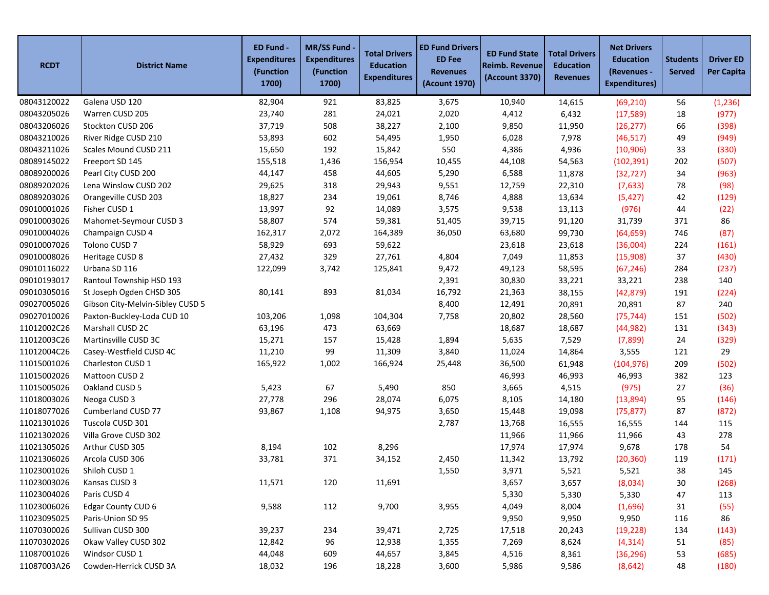| RCDT | District Name | ED Fund - Expenditures (Function 1700) | MR/SS Fund - Expenditures (Function 1700) | Total Drivers Education Expenditures | ED Fund Drivers ED Fee Revenues (Acount 1970) | ED Fund State Reimb. Revenue (Account 3370) | Total Drivers Education Revenues | Net Drivers Education (Revenues - Expenditures) | Students Served | Driver ED Per Capita |
|---|---|---|---|---|---|---|---|---|---|---|
| 08043120022 | Galena USD 120 | 82,904 | 921 | 83,825 | 3,675 | 10,940 | 14,615 | (69,210) | 56 | (1,236) |
| 08043205026 | Warren CUSD 205 | 23,740 | 281 | 24,021 | 2,020 | 4,412 | 6,432 | (17,589) | 18 | (977) |
| 08043206026 | Stockton CUSD 206 | 37,719 | 508 | 38,227 | 2,100 | 9,850 | 11,950 | (26,277) | 66 | (398) |
| 08043210026 | River Ridge CUSD 210 | 53,893 | 602 | 54,495 | 1,950 | 6,028 | 7,978 | (46,517) | 49 | (949) |
| 08043211026 | Scales Mound CUSD 211 | 15,650 | 192 | 15,842 | 550 | 4,386 | 4,936 | (10,906) | 33 | (330) |
| 08089145022 | Freeport SD 145 | 155,518 | 1,436 | 156,954 | 10,455 | 44,108 | 54,563 | (102,391) | 202 | (507) |
| 08089200026 | Pearl City CUSD 200 | 44,147 | 458 | 44,605 | 5,290 | 6,588 | 11,878 | (32,727) | 34 | (963) |
| 08089202026 | Lena Winslow CUSD 202 | 29,625 | 318 | 29,943 | 9,551 | 12,759 | 22,310 | (7,633) | 78 | (98) |
| 08089203026 | Orangeville CUSD 203 | 18,827 | 234 | 19,061 | 8,746 | 4,888 | 13,634 | (5,427) | 42 | (129) |
| 09010001026 | Fisher CUSD 1 | 13,997 | 92 | 14,089 | 3,575 | 9,538 | 13,113 | (976) | 44 | (22) |
| 09010003026 | Mahomet-Seymour CUSD 3 | 58,807 | 574 | 59,381 | 51,405 | 39,715 | 91,120 | 31,739 | 371 | 86 |
| 09010004026 | Champaign CUSD 4 | 162,317 | 2,072 | 164,389 | 36,050 | 63,680 | 99,730 | (64,659) | 746 | (87) |
| 09010007026 | Tolono CUSD 7 | 58,929 | 693 | 59,622 | | 23,618 | 23,618 | (36,004) | 224 | (161) |
| 09010008026 | Heritage CUSD 8 | 27,432 | 329 | 27,761 | 4,804 | 7,049 | 11,853 | (15,908) | 37 | (430) |
| 09010116022 | Urbana SD 116 | 122,099 | 3,742 | 125,841 | 9,472 | 49,123 | 58,595 | (67,246) | 284 | (237) |
| 09010193017 | Rantoul Township HSD 193 | | | | 2,391 | 30,830 | 33,221 | 33,221 | 238 | 140 |
| 09010305016 | St Joseph Ogden CHSD 305 | 80,141 | 893 | 81,034 | 16,792 | 21,363 | 38,155 | (42,879) | 191 | (224) |
| 09027005026 | Gibson City-Melvin-Sibley CUSD 5 | | | | 8,400 | 12,491 | 20,891 | 20,891 | 87 | 240 |
| 09027010026 | Paxton-Buckley-Loda CUD 10 | 103,206 | 1,098 | 104,304 | 7,758 | 20,802 | 28,560 | (75,744) | 151 | (502) |
| 11012002C26 | Marshall CUSD 2C | 63,196 | 473 | 63,669 | | 18,687 | 18,687 | (44,982) | 131 | (343) |
| 11012003C26 | Martinsville CUSD 3C | 15,271 | 157 | 15,428 | 1,894 | 5,635 | 7,529 | (7,899) | 24 | (329) |
| 11012004C26 | Casey-Westfield CUSD 4C | 11,210 | 99 | 11,309 | 3,840 | 11,024 | 14,864 | 3,555 | 121 | 29 |
| 11015001026 | Charleston CUSD 1 | 165,922 | 1,002 | 166,924 | 25,448 | 36,500 | 61,948 | (104,976) | 209 | (502) |
| 11015002026 | Mattoon CUSD 2 | | | | | 46,993 | 46,993 | 46,993 | 382 | 123 |
| 11015005026 | Oakland CUSD 5 | 5,423 | 67 | 5,490 | 850 | 3,665 | 4,515 | (975) | 27 | (36) |
| 11018003026 | Neoga CUSD 3 | 27,778 | 296 | 28,074 | 6,075 | 8,105 | 14,180 | (13,894) | 95 | (146) |
| 11018077026 | Cumberland CUSD 77 | 93,867 | 1,108 | 94,975 | 3,650 | 15,448 | 19,098 | (75,877) | 87 | (872) |
| 11021301026 | Tuscola CUSD 301 | | | | 2,787 | 13,768 | 16,555 | 16,555 | 144 | 115 |
| 11021302026 | Villa Grove CUSD 302 | | | | | 11,966 | 11,966 | 11,966 | 43 | 278 |
| 11021305026 | Arthur CUSD 305 | 8,194 | 102 | 8,296 | | 17,974 | 17,974 | 9,678 | 178 | 54 |
| 11021306026 | Arcola CUSD 306 | 33,781 | 371 | 34,152 | 2,450 | 11,342 | 13,792 | (20,360) | 119 | (171) |
| 11023001026 | Shiloh CUSD 1 | | | | 1,550 | 3,971 | 5,521 | 5,521 | 38 | 145 |
| 11023003026 | Kansas CUSD 3 | 11,571 | 120 | 11,691 | | 3,657 | 3,657 | (8,034) | 30 | (268) |
| 11023004026 | Paris CUSD 4 | | | | | 5,330 | 5,330 | 5,330 | 47 | 113 |
| 11023006026 | Edgar County CUD 6 | 9,588 | 112 | 9,700 | 3,955 | 4,049 | 8,004 | (1,696) | 31 | (55) |
| 11023095025 | Paris-Union SD 95 | | | | | 9,950 | 9,950 | 9,950 | 116 | 86 |
| 11070300026 | Sullivan CUSD 300 | 39,237 | 234 | 39,471 | 2,725 | 17,518 | 20,243 | (19,228) | 134 | (143) |
| 11070302026 | Okaw Valley CUSD 302 | 12,842 | 96 | 12,938 | 1,355 | 7,269 | 8,624 | (4,314) | 51 | (85) |
| 11087001026 | Windsor CUSD 1 | 44,048 | 609 | 44,657 | 3,845 | 4,516 | 8,361 | (36,296) | 53 | (685) |
| 11087003A26 | Cowden-Herrick CUSD 3A | 18,032 | 196 | 18,228 | 3,600 | 5,986 | 9,586 | (8,642) | 48 | (180) |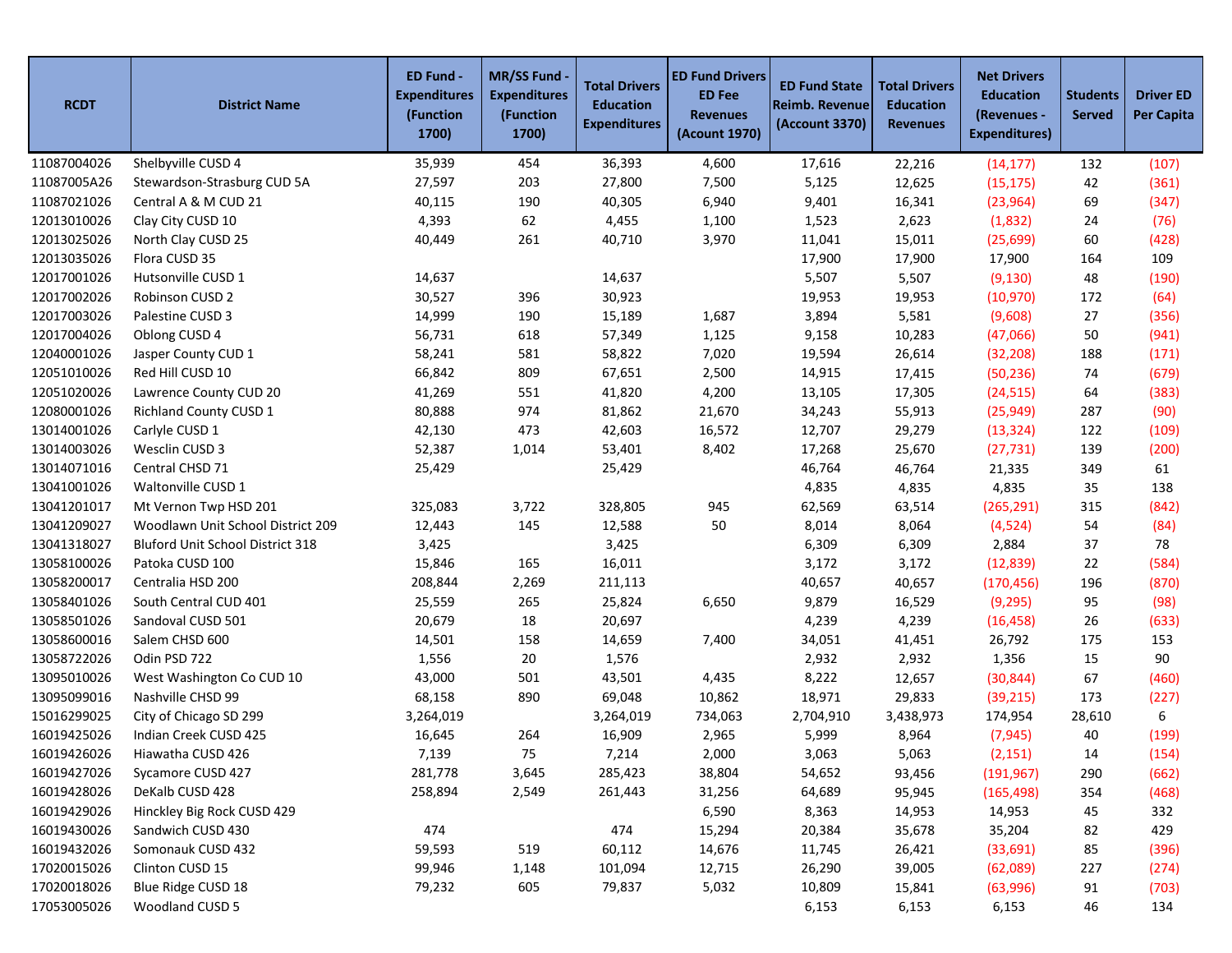| RCDT | District Name | ED Fund - Expenditures (Function 1700) | MR/SS Fund - Expenditures (Function 1700) | Total Drivers Education Expenditures | ED Fund Drivers ED Fee Revenues (Acount 1970) | ED Fund State Reimb. Revenue (Account 3370) | Total Drivers Education Revenues | Net Drivers Education (Revenues - Expenditures) | Students Served | Driver ED Per Capita |
|---|---|---|---|---|---|---|---|---|---|---|
| 11087004026 | Shelbyville CUSD 4 | 35,939 | 454 | 36,393 | 4,600 | 17,616 | 22,216 | (14,177) | 132 | (107) |
| 11087005A26 | Stewardson-Strasburg CUD 5A | 27,597 | 203 | 27,800 | 7,500 | 5,125 | 12,625 | (15,175) | 42 | (361) |
| 11087021026 | Central A & M CUD 21 | 40,115 | 190 | 40,305 | 6,940 | 9,401 | 16,341 | (23,964) | 69 | (347) |
| 12013010026 | Clay City CUSD 10 | 4,393 | 62 | 4,455 | 1,100 | 1,523 | 2,623 | (1,832) | 24 | (76) |
| 12013025026 | North Clay CUSD 25 | 40,449 | 261 | 40,710 | 3,970 | 11,041 | 15,011 | (25,699) | 60 | (428) |
| 12013035026 | Flora CUSD 35 | | | | | 17,900 | 17,900 | 17,900 | 164 | 109 |
| 12017001026 | Hutsonville CUSD 1 | 14,637 | | 14,637 | | 5,507 | 5,507 | (9,130) | 48 | (190) |
| 12017002026 | Robinson CUSD 2 | 30,527 | 396 | 30,923 | | 19,953 | 19,953 | (10,970) | 172 | (64) |
| 12017003026 | Palestine CUSD 3 | 14,999 | 190 | 15,189 | 1,687 | 3,894 | 5,581 | (9,608) | 27 | (356) |
| 12017004026 | Oblong CUSD 4 | 56,731 | 618 | 57,349 | 1,125 | 9,158 | 10,283 | (47,066) | 50 | (941) |
| 12040001026 | Jasper County CUD 1 | 58,241 | 581 | 58,822 | 7,020 | 19,594 | 26,614 | (32,208) | 188 | (171) |
| 12051010026 | Red Hill CUSD 10 | 66,842 | 809 | 67,651 | 2,500 | 14,915 | 17,415 | (50,236) | 74 | (679) |
| 12051020026 | Lawrence County CUD 20 | 41,269 | 551 | 41,820 | 4,200 | 13,105 | 17,305 | (24,515) | 64 | (383) |
| 12080001026 | Richland County CUSD 1 | 80,888 | 974 | 81,862 | 21,670 | 34,243 | 55,913 | (25,949) | 287 | (90) |
| 13014001026 | Carlyle CUSD 1 | 42,130 | 473 | 42,603 | 16,572 | 12,707 | 29,279 | (13,324) | 122 | (109) |
| 13014003026 | Wesclin CUSD 3 | 52,387 | 1,014 | 53,401 | 8,402 | 17,268 | 25,670 | (27,731) | 139 | (200) |
| 13014071016 | Central CHSD 71 | 25,429 | | 25,429 | | 46,764 | 46,764 | 21,335 | 349 | 61 |
| 13041001026 | Waltonville CUSD 1 | | | | | 4,835 | 4,835 | 4,835 | 35 | 138 |
| 13041201017 | Mt Vernon Twp HSD 201 | 325,083 | 3,722 | 328,805 | 945 | 62,569 | 63,514 | (265,291) | 315 | (842) |
| 13041209027 | Woodlawn Unit School District 209 | 12,443 | 145 | 12,588 | 50 | 8,014 | 8,064 | (4,524) | 54 | (84) |
| 13041318027 | Bluford Unit School District 318 | 3,425 | | 3,425 | | 6,309 | 6,309 | 2,884 | 37 | 78 |
| 13058100026 | Patoka CUSD 100 | 15,846 | 165 | 16,011 | | 3,172 | 3,172 | (12,839) | 22 | (584) |
| 13058200017 | Centralia HSD 200 | 208,844 | 2,269 | 211,113 | | 40,657 | 40,657 | (170,456) | 196 | (870) |
| 13058401026 | South Central CUD 401 | 25,559 | 265 | 25,824 | 6,650 | 9,879 | 16,529 | (9,295) | 95 | (98) |
| 13058501026 | Sandoval CUSD 501 | 20,679 | 18 | 20,697 | | 4,239 | 4,239 | (16,458) | 26 | (633) |
| 13058600016 | Salem CHSD 600 | 14,501 | 158 | 14,659 | 7,400 | 34,051 | 41,451 | 26,792 | 175 | 153 |
| 13058722026 | Odin PSD 722 | 1,556 | 20 | 1,576 | | 2,932 | 2,932 | 1,356 | 15 | 90 |
| 13095010026 | West Washington Co CUD 10 | 43,000 | 501 | 43,501 | 4,435 | 8,222 | 12,657 | (30,844) | 67 | (460) |
| 13095099016 | Nashville CHSD 99 | 68,158 | 890 | 69,048 | 10,862 | 18,971 | 29,833 | (39,215) | 173 | (227) |
| 15016299025 | City of Chicago SD 299 | 3,264,019 | | 3,264,019 | 734,063 | 2,704,910 | 3,438,973 | 174,954 | 28,610 | 6 |
| 16019425026 | Indian Creek CUSD 425 | 16,645 | 264 | 16,909 | 2,965 | 5,999 | 8,964 | (7,945) | 40 | (199) |
| 16019426026 | Hiawatha CUSD 426 | 7,139 | 75 | 7,214 | 2,000 | 3,063 | 5,063 | (2,151) | 14 | (154) |
| 16019427026 | Sycamore CUSD 427 | 281,778 | 3,645 | 285,423 | 38,804 | 54,652 | 93,456 | (191,967) | 290 | (662) |
| 16019428026 | DeKalb CUSD 428 | 258,894 | 2,549 | 261,443 | 31,256 | 64,689 | 95,945 | (165,498) | 354 | (468) |
| 16019429026 | Hinckley Big Rock CUSD 429 | | | | 6,590 | 8,363 | 14,953 | 14,953 | 45 | 332 |
| 16019430026 | Sandwich CUSD 430 | 474 | | 474 | 15,294 | 20,384 | 35,678 | 35,204 | 82 | 429 |
| 16019432026 | Somonauk CUSD 432 | 59,593 | 519 | 60,112 | 14,676 | 11,745 | 26,421 | (33,691) | 85 | (396) |
| 17020015026 | Clinton CUSD 15 | 99,946 | 1,148 | 101,094 | 12,715 | 26,290 | 39,005 | (62,089) | 227 | (274) |
| 17020018026 | Blue Ridge CUSD 18 | 79,232 | 605 | 79,837 | 5,032 | 10,809 | 15,841 | (63,996) | 91 | (703) |
| 17053005026 | Woodland CUSD 5 | | | | | 6,153 | 6,153 | 6,153 | 46 | 134 |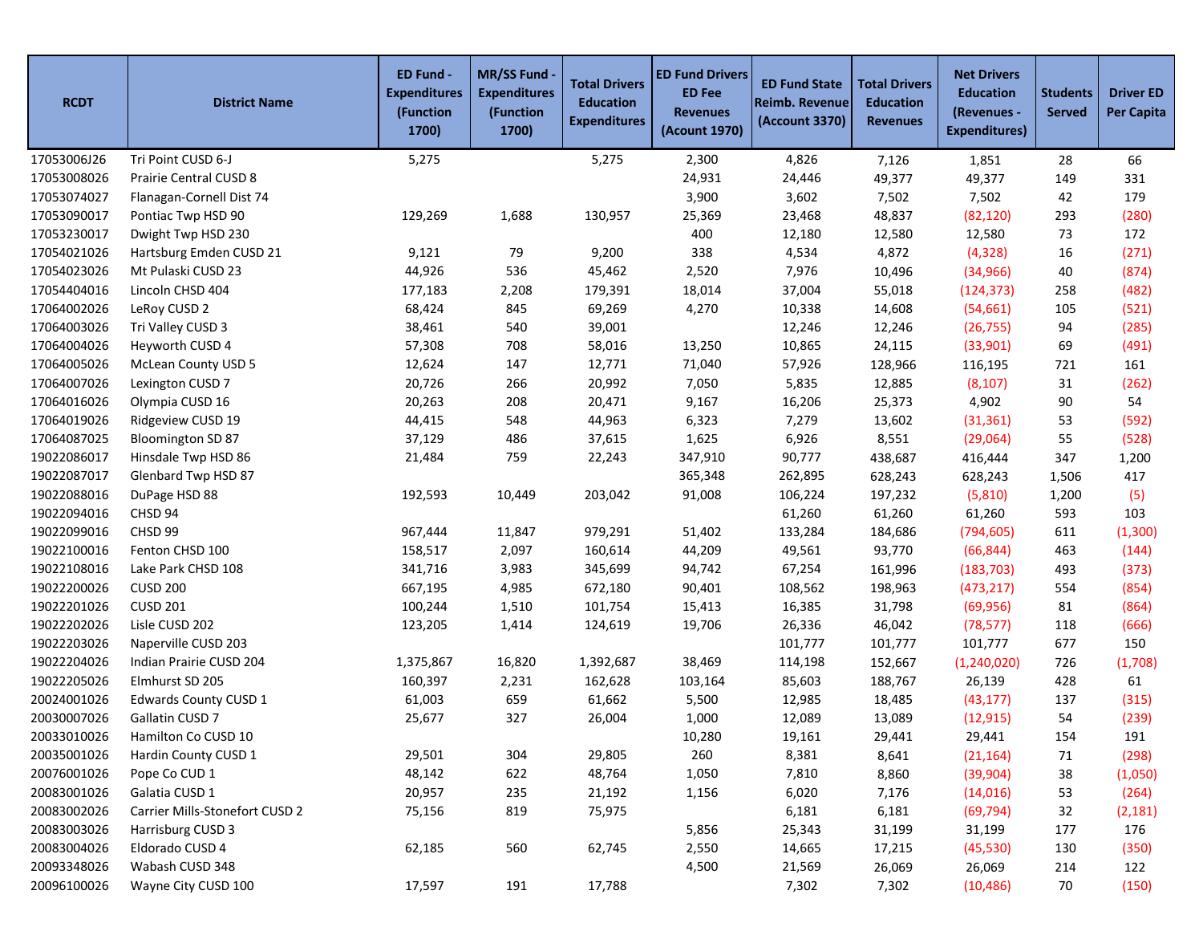| RCDT | District Name | ED Fund - Expenditures (Function 1700) | MR/SS Fund - Expenditures (Function 1700) | Total Drivers Education Expenditures | ED Fund Drivers ED Fee Revenues (Acount 1970) | ED Fund State Reimb. Revenue (Account 3370) | Total Drivers Education Revenues | Net Drivers Education (Revenues - Expenditures) | Students Served | Driver ED Per Capita |
|---|---|---|---|---|---|---|---|---|---|---|
| 17053006J26 | Tri Point CUSD 6-J | 5,275 | | 5,275 | 2,300 | 4,826 | 7,126 | 1,851 | 28 | 66 |
| 17053008026 | Prairie Central CUSD 8 | | | | 24,931 | 24,446 | 49,377 | 49,377 | 149 | 331 |
| 17053074027 | Flanagan-Cornell Dist 74 | | | | 3,900 | 3,602 | 7,502 | 7,502 | 42 | 179 |
| 17053090017 | Pontiac Twp HSD 90 | 129,269 | 1,688 | 130,957 | 25,369 | 23,468 | 48,837 | (82,120) | 293 | (280) |
| 17053230017 | Dwight Twp HSD 230 | | | | 400 | 12,180 | 12,580 | 12,580 | 73 | 172 |
| 17054021026 | Hartsburg Emden CUSD 21 | 9,121 | 79 | 9,200 | 338 | 4,534 | 4,872 | (4,328) | 16 | (271) |
| 17054023026 | Mt Pulaski CUSD 23 | 44,926 | 536 | 45,462 | 2,520 | 7,976 | 10,496 | (34,966) | 40 | (874) |
| 17054404016 | Lincoln CHSD 404 | 177,183 | 2,208 | 179,391 | 18,014 | 37,004 | 55,018 | (124,373) | 258 | (482) |
| 17064002026 | LeRoy CUSD 2 | 68,424 | 845 | 69,269 | 4,270 | 10,338 | 14,608 | (54,661) | 105 | (521) |
| 17064003026 | Tri Valley CUSD 3 | 38,461 | 540 | 39,001 | | 12,246 | 12,246 | (26,755) | 94 | (285) |
| 17064004026 | Heyworth CUSD 4 | 57,308 | 708 | 58,016 | 13,250 | 10,865 | 24,115 | (33,901) | 69 | (491) |
| 17064005026 | McLean County USD 5 | 12,624 | 147 | 12,771 | 71,040 | 57,926 | 128,966 | 116,195 | 721 | 161 |
| 17064007026 | Lexington CUSD 7 | 20,726 | 266 | 20,992 | 7,050 | 5,835 | 12,885 | (8,107) | 31 | (262) |
| 17064016026 | Olympia CUSD 16 | 20,263 | 208 | 20,471 | 9,167 | 16,206 | 25,373 | 4,902 | 90 | 54 |
| 17064019026 | Ridgeview CUSD 19 | 44,415 | 548 | 44,963 | 6,323 | 7,279 | 13,602 | (31,361) | 53 | (592) |
| 17064087025 | Bloomington SD 87 | 37,129 | 486 | 37,615 | 1,625 | 6,926 | 8,551 | (29,064) | 55 | (528) |
| 19022086017 | Hinsdale Twp HSD 86 | 21,484 | 759 | 22,243 | 347,910 | 90,777 | 438,687 | 416,444 | 347 | 1,200 |
| 19022087017 | Glenbard Twp HSD 87 | | | | 365,348 | 262,895 | 628,243 | 628,243 | 1,506 | 417 |
| 19022088016 | DuPage HSD 88 | 192,593 | 10,449 | 203,042 | 91,008 | 106,224 | 197,232 | (5,810) | 1,200 | (5) |
| 19022094016 | CHSD 94 | | | | | 61,260 | 61,260 | 61,260 | 593 | 103 |
| 19022099016 | CHSD 99 | 967,444 | 11,847 | 979,291 | 51,402 | 133,284 | 184,686 | (794,605) | 611 | (1,300) |
| 19022100016 | Fenton CHSD 100 | 158,517 | 2,097 | 160,614 | 44,209 | 49,561 | 93,770 | (66,844) | 463 | (144) |
| 19022108016 | Lake Park CHSD 108 | 341,716 | 3,983 | 345,699 | 94,742 | 67,254 | 161,996 | (183,703) | 493 | (373) |
| 19022200026 | CUSD 200 | 667,195 | 4,985 | 672,180 | 90,401 | 108,562 | 198,963 | (473,217) | 554 | (854) |
| 19022201026 | CUSD 201 | 100,244 | 1,510 | 101,754 | 15,413 | 16,385 | 31,798 | (69,956) | 81 | (864) |
| 19022202026 | Lisle CUSD 202 | 123,205 | 1,414 | 124,619 | 19,706 | 26,336 | 46,042 | (78,577) | 118 | (666) |
| 19022203026 | Naperville CUSD 203 | | | | | 101,777 | 101,777 | 101,777 | 677 | 150 |
| 19022204026 | Indian Prairie CUSD 204 | 1,375,867 | 16,820 | 1,392,687 | 38,469 | 114,198 | 152,667 | (1,240,020) | 726 | (1,708) |
| 19022205026 | Elmhurst SD 205 | 160,397 | 2,231 | 162,628 | 103,164 | 85,603 | 188,767 | 26,139 | 428 | 61 |
| 20024001026 | Edwards County CUSD 1 | 61,003 | 659 | 61,662 | 5,500 | 12,985 | 18,485 | (43,177) | 137 | (315) |
| 20030007026 | Gallatin CUSD 7 | 25,677 | 327 | 26,004 | 1,000 | 12,089 | 13,089 | (12,915) | 54 | (239) |
| 20033010026 | Hamilton Co CUSD 10 | | | | 10,280 | 19,161 | 29,441 | 29,441 | 154 | 191 |
| 20035001026 | Hardin County CUSD 1 | 29,501 | 304 | 29,805 | 260 | 8,381 | 8,641 | (21,164) | 71 | (298) |
| 20076001026 | Pope Co CUD 1 | 48,142 | 622 | 48,764 | 1,050 | 7,810 | 8,860 | (39,904) | 38 | (1,050) |
| 20083001026 | Galatia CUSD 1 | 20,957 | 235 | 21,192 | 1,156 | 6,020 | 7,176 | (14,016) | 53 | (264) |
| 20083002026 | Carrier Mills-Stonefort CUSD 2 | 75,156 | 819 | 75,975 | | 6,181 | 6,181 | (69,794) | 32 | (2,181) |
| 20083003026 | Harrisburg CUSD 3 | | | | 5,856 | 25,343 | 31,199 | 31,199 | 177 | 176 |
| 20083004026 | Eldorado CUSD 4 | 62,185 | 560 | 62,745 | 2,550 | 14,665 | 17,215 | (45,530) | 130 | (350) |
| 20093348026 | Wabash CUSD 348 | | | | 4,500 | 21,569 | 26,069 | 26,069 | 214 | 122 |
| 20096100026 | Wayne City CUSD 100 | 17,597 | 191 | 17,788 | | 7,302 | 7,302 | (10,486) | 70 | (150) |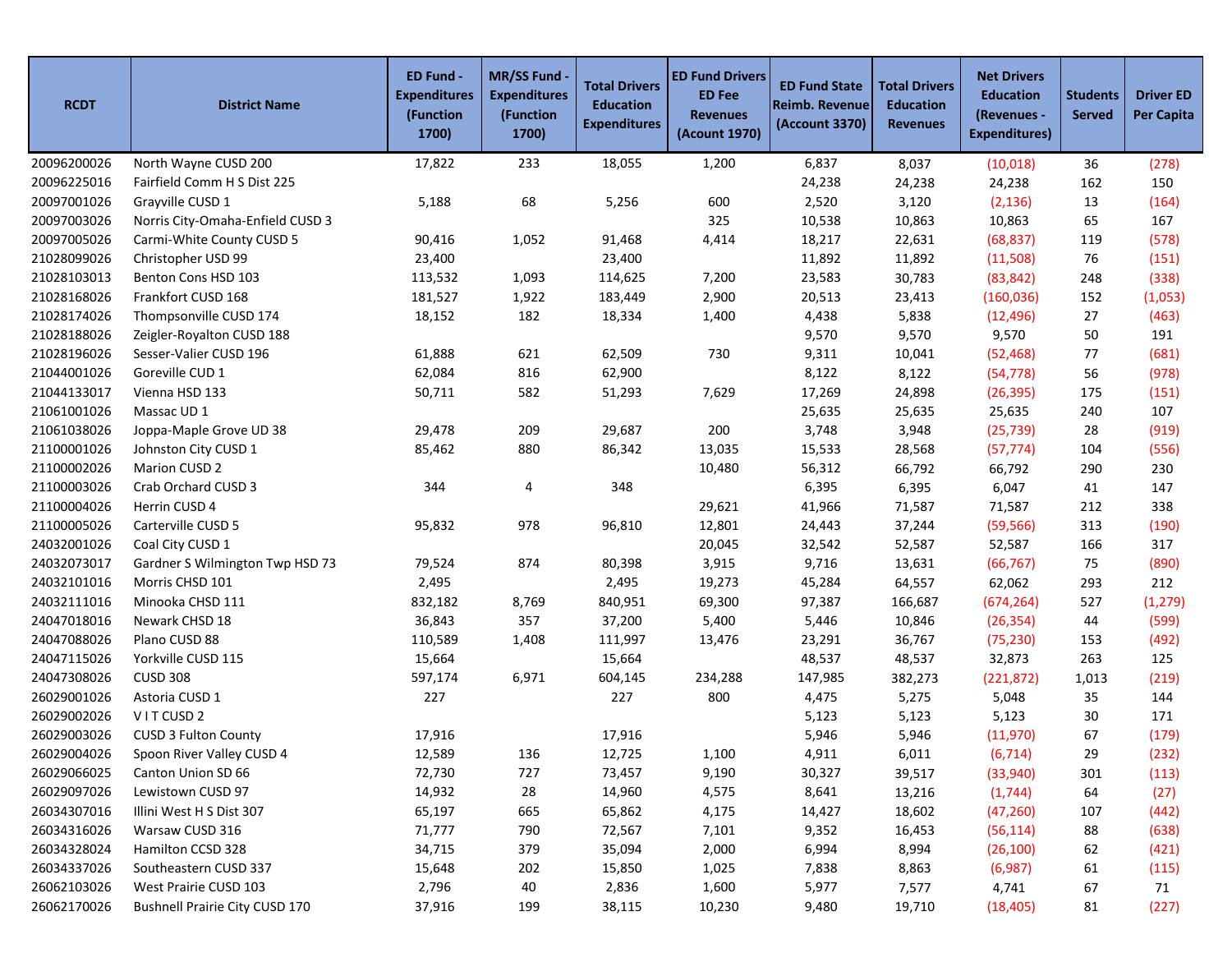| RCDT | District Name | ED Fund - Expenditures (Function 1700) | MR/SS Fund - Expenditures (Function 1700) | Total Drivers Education Expenditures | ED Fund Drivers ED Fee Revenues (Acount 1970) | ED Fund State Reimb. Revenue (Account 3370) | Total Drivers Education Revenues | Net Drivers Education (Revenues - Expenditures) | Students Served | Driver ED Per Capita |
|---|---|---|---|---|---|---|---|---|---|---|
| 20096200026 | North Wayne CUSD 200 | 17,822 | 233 | 18,055 | 1,200 | 6,837 | 8,037 | (10,018) | 36 | (278) |
| 20096225016 | Fairfield Comm H S Dist 225 | | | | | 24,238 | 24,238 | 24,238 | 162 | 150 |
| 20097001026 | Grayville CUSD 1 | 5,188 | 68 | 5,256 | 600 | 2,520 | 3,120 | (2,136) | 13 | (164) |
| 20097003026 | Norris City-Omaha-Enfield CUSD 3 | | | | 325 | 10,538 | 10,863 | 10,863 | 65 | 167 |
| 20097005026 | Carmi-White County CUSD 5 | 90,416 | 1,052 | 91,468 | 4,414 | 18,217 | 22,631 | (68,837) | 119 | (578) |
| 21028099026 | Christopher USD 99 | 23,400 | | 23,400 | | 11,892 | 11,892 | (11,508) | 76 | (151) |
| 21028103013 | Benton Cons HSD 103 | 113,532 | 1,093 | 114,625 | 7,200 | 23,583 | 30,783 | (83,842) | 248 | (338) |
| 21028168026 | Frankfort CUSD 168 | 181,527 | 1,922 | 183,449 | 2,900 | 20,513 | 23,413 | (160,036) | 152 | (1,053) |
| 21028174026 | Thompsonville CUSD 174 | 18,152 | 182 | 18,334 | 1,400 | 4,438 | 5,838 | (12,496) | 27 | (463) |
| 21028188026 | Zeigler-Royalton CUSD 188 | | | | | 9,570 | 9,570 | 9,570 | 50 | 191 |
| 21028196026 | Sesser-Valier CUSD 196 | 61,888 | 621 | 62,509 | 730 | 9,311 | 10,041 | (52,468) | 77 | (681) |
| 21044001026 | Goreville CUD 1 | 62,084 | 816 | 62,900 | | 8,122 | 8,122 | (54,778) | 56 | (978) |
| 21044133017 | Vienna HSD 133 | 50,711 | 582 | 51,293 | 7,629 | 17,269 | 24,898 | (26,395) | 175 | (151) |
| 21061001026 | Massac UD 1 | | | | | 25,635 | 25,635 | 25,635 | 240 | 107 |
| 21061038026 | Joppa-Maple Grove UD 38 | 29,478 | 209 | 29,687 | 200 | 3,748 | 3,948 | (25,739) | 28 | (919) |
| 21100001026 | Johnston City CUSD 1 | 85,462 | 880 | 86,342 | 13,035 | 15,533 | 28,568 | (57,774) | 104 | (556) |
| 21100002026 | Marion CUSD 2 | | | | 10,480 | 56,312 | 66,792 | 66,792 | 290 | 230 |
| 21100003026 | Crab Orchard CUSD 3 | 344 | 4 | 348 | | 6,395 | 6,395 | 6,047 | 41 | 147 |
| 21100004026 | Herrin CUSD 4 | | | | 29,621 | 41,966 | 71,587 | 71,587 | 212 | 338 |
| 21100005026 | Carterville CUSD 5 | 95,832 | 978 | 96,810 | 12,801 | 24,443 | 37,244 | (59,566) | 313 | (190) |
| 24032001026 | Coal City CUSD 1 | | | | 20,045 | 32,542 | 52,587 | 52,587 | 166 | 317 |
| 24032073017 | Gardner S Wilmington Twp HSD 73 | 79,524 | 874 | 80,398 | 3,915 | 9,716 | 13,631 | (66,767) | 75 | (890) |
| 24032101016 | Morris CHSD 101 | 2,495 | | 2,495 | 19,273 | 45,284 | 64,557 | 62,062 | 293 | 212 |
| 24032111016 | Minooka CHSD 111 | 832,182 | 8,769 | 840,951 | 69,300 | 97,387 | 166,687 | (674,264) | 527 | (1,279) |
| 24047018016 | Newark CHSD 18 | 36,843 | 357 | 37,200 | 5,400 | 5,446 | 10,846 | (26,354) | 44 | (599) |
| 24047088026 | Plano CUSD 88 | 110,589 | 1,408 | 111,997 | 13,476 | 23,291 | 36,767 | (75,230) | 153 | (492) |
| 24047115026 | Yorkville CUSD 115 | 15,664 | | 15,664 | | 48,537 | 48,537 | 32,873 | 263 | 125 |
| 24047308026 | CUSD 308 | 597,174 | 6,971 | 604,145 | 234,288 | 147,985 | 382,273 | (221,872) | 1,013 | (219) |
| 26029001026 | Astoria CUSD 1 | 227 | | 227 | 800 | 4,475 | 5,275 | 5,048 | 35 | 144 |
| 26029002026 | V I T CUSD 2 | | | | | 5,123 | 5,123 | 5,123 | 30 | 171 |
| 26029003026 | CUSD 3 Fulton County | 17,916 | | 17,916 | | 5,946 | 5,946 | (11,970) | 67 | (179) |
| 26029004026 | Spoon River Valley CUSD 4 | 12,589 | 136 | 12,725 | 1,100 | 4,911 | 6,011 | (6,714) | 29 | (232) |
| 26029066025 | Canton Union SD 66 | 72,730 | 727 | 73,457 | 9,190 | 30,327 | 39,517 | (33,940) | 301 | (113) |
| 26029097026 | Lewistown CUSD 97 | 14,932 | 28 | 14,960 | 4,575 | 8,641 | 13,216 | (1,744) | 64 | (27) |
| 26034307016 | Illini West H S Dist 307 | 65,197 | 665 | 65,862 | 4,175 | 14,427 | 18,602 | (47,260) | 107 | (442) |
| 26034316026 | Warsaw CUSD 316 | 71,777 | 790 | 72,567 | 7,101 | 9,352 | 16,453 | (56,114) | 88 | (638) |
| 26034328024 | Hamilton CCSD 328 | 34,715 | 379 | 35,094 | 2,000 | 6,994 | 8,994 | (26,100) | 62 | (421) |
| 26034337026 | Southeastern CUSD 337 | 15,648 | 202 | 15,850 | 1,025 | 7,838 | 8,863 | (6,987) | 61 | (115) |
| 26062103026 | West Prairie CUSD 103 | 2,796 | 40 | 2,836 | 1,600 | 5,977 | 7,577 | 4,741 | 67 | 71 |
| 26062170026 | Bushnell Prairie City CUSD 170 | 37,916 | 199 | 38,115 | 10,230 | 9,480 | 19,710 | (18,405) | 81 | (227) |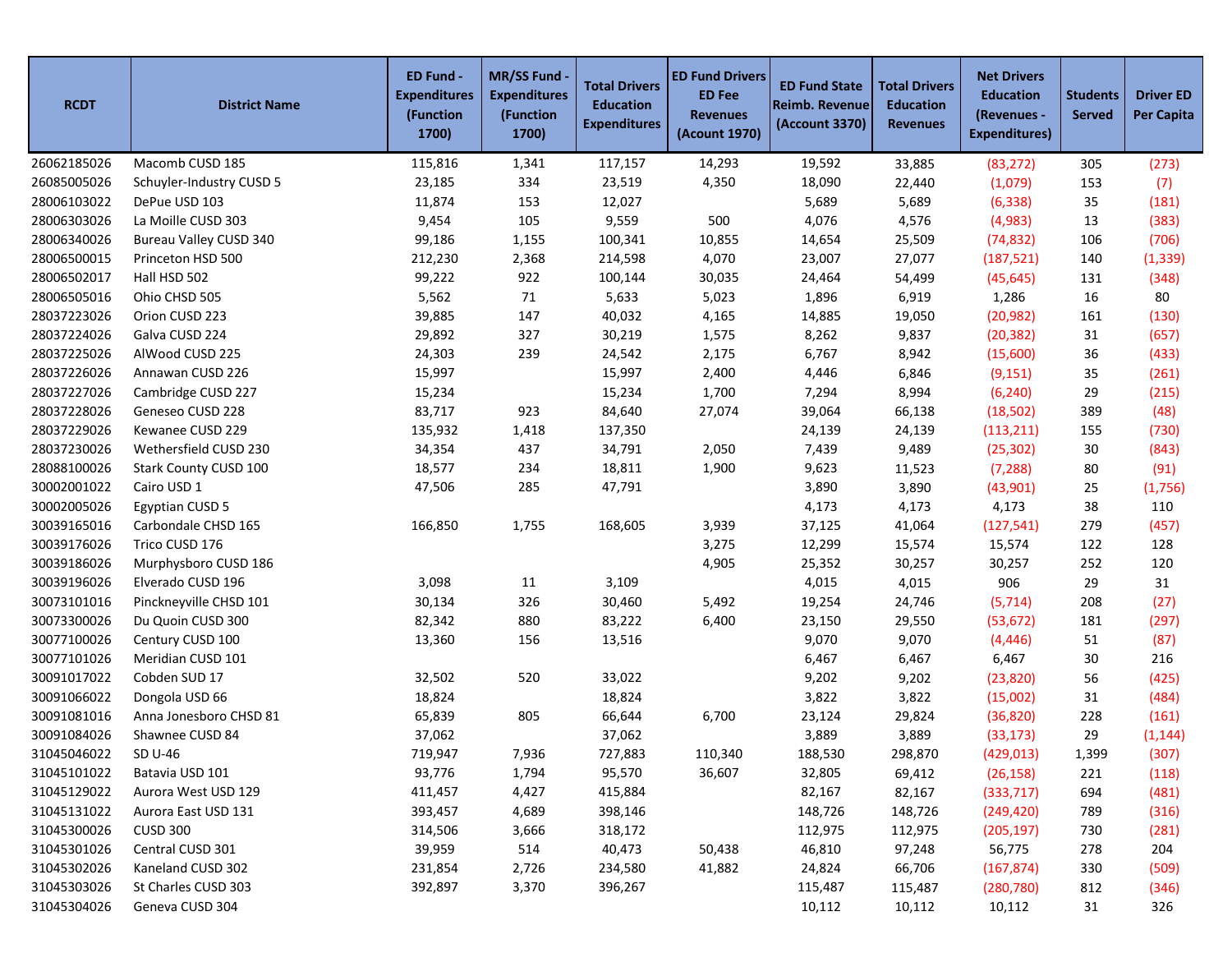| RCDT | District Name | ED Fund - Expenditures (Function 1700) | MR/SS Fund - Expenditures (Function 1700) | Total Drivers Education Expenditures | ED Fund Drivers ED Fee Revenues (Acount 1970) | ED Fund State Reimb. Revenue (Account 3370) | Total Drivers Education Revenues | Net Drivers Education (Revenues - Expenditures) | Students Served | Driver ED Per Capita |
|---|---|---|---|---|---|---|---|---|---|---|
| 26062185026 | Macomb CUSD 185 | 115,816 | 1,341 | 117,157 | 14,293 | 19,592 | 33,885 | (83,272) | 305 | (273) |
| 26085005026 | Schuyler-Industry CUSD 5 | 23,185 | 334 | 23,519 | 4,350 | 18,090 | 22,440 | (1,079) | 153 | (7) |
| 28006103022 | DePue USD 103 | 11,874 | 153 | 12,027 | | 5,689 | 5,689 | (6,338) | 35 | (181) |
| 28006303026 | La Moille CUSD 303 | 9,454 | 105 | 9,559 | 500 | 4,076 | 4,576 | (4,983) | 13 | (383) |
| 28006340026 | Bureau Valley CUSD 340 | 99,186 | 1,155 | 100,341 | 10,855 | 14,654 | 25,509 | (74,832) | 106 | (706) |
| 28006500015 | Princeton HSD 500 | 212,230 | 2,368 | 214,598 | 4,070 | 23,007 | 27,077 | (187,521) | 140 | (1,339) |
| 28006502017 | Hall HSD 502 | 99,222 | 922 | 100,144 | 30,035 | 24,464 | 54,499 | (45,645) | 131 | (348) |
| 28006505016 | Ohio CHSD 505 | 5,562 | 71 | 5,633 | 5,023 | 1,896 | 6,919 | 1,286 | 16 | 80 |
| 28037223026 | Orion CUSD 223 | 39,885 | 147 | 40,032 | 4,165 | 14,885 | 19,050 | (20,982) | 161 | (130) |
| 28037224026 | Galva CUSD 224 | 29,892 | 327 | 30,219 | 1,575 | 8,262 | 9,837 | (20,382) | 31 | (657) |
| 28037225026 | AlWood CUSD 225 | 24,303 | 239 | 24,542 | 2,175 | 6,767 | 8,942 | (15,600) | 36 | (433) |
| 28037226026 | Annawan CUSD 226 | 15,997 | | 15,997 | 2,400 | 4,446 | 6,846 | (9,151) | 35 | (261) |
| 28037227026 | Cambridge CUSD 227 | 15,234 | | 15,234 | 1,700 | 7,294 | 8,994 | (6,240) | 29 | (215) |
| 28037228026 | Geneseo CUSD 228 | 83,717 | 923 | 84,640 | 27,074 | 39,064 | 66,138 | (18,502) | 389 | (48) |
| 28037229026 | Kewanee CUSD 229 | 135,932 | 1,418 | 137,350 | | 24,139 | 24,139 | (113,211) | 155 | (730) |
| 28037230026 | Wethersfield CUSD 230 | 34,354 | 437 | 34,791 | 2,050 | 7,439 | 9,489 | (25,302) | 30 | (843) |
| 28088100026 | Stark County CUSD 100 | 18,577 | 234 | 18,811 | 1,900 | 9,623 | 11,523 | (7,288) | 80 | (91) |
| 30002001022 | Cairo USD 1 | 47,506 | 285 | 47,791 | | 3,890 | 3,890 | (43,901) | 25 | (1,756) |
| 30002005026 | Egyptian CUSD 5 | | | | | 4,173 | 4,173 | 4,173 | 38 | 110 |
| 30039165016 | Carbondale CHSD 165 | 166,850 | 1,755 | 168,605 | 3,939 | 37,125 | 41,064 | (127,541) | 279 | (457) |
| 30039176026 | Trico CUSD 176 | | | | 3,275 | 12,299 | 15,574 | 15,574 | 122 | 128 |
| 30039186026 | Murphysboro CUSD 186 | | | | 4,905 | 25,352 | 30,257 | 30,257 | 252 | 120 |
| 30039196026 | Elverado CUSD 196 | 3,098 | 11 | 3,109 | | 4,015 | 4,015 | 906 | 29 | 31 |
| 30073101016 | Pinckneyville CHSD 101 | 30,134 | 326 | 30,460 | 5,492 | 19,254 | 24,746 | (5,714) | 208 | (27) |
| 30073300026 | Du Quoin CUSD 300 | 82,342 | 880 | 83,222 | 6,400 | 23,150 | 29,550 | (53,672) | 181 | (297) |
| 30077100026 | Century CUSD 100 | 13,360 | 156 | 13,516 | | 9,070 | 9,070 | (4,446) | 51 | (87) |
| 30077101026 | Meridian CUSD 101 | | | | | 6,467 | 6,467 | 6,467 | 30 | 216 |
| 30091017022 | Cobden SUD 17 | 32,502 | 520 | 33,022 | | 9,202 | 9,202 | (23,820) | 56 | (425) |
| 30091066022 | Dongola USD 66 | 18,824 | | 18,824 | | 3,822 | 3,822 | (15,002) | 31 | (484) |
| 30091081016 | Anna Jonesboro CHSD 81 | 65,839 | 805 | 66,644 | 6,700 | 23,124 | 29,824 | (36,820) | 228 | (161) |
| 30091084026 | Shawnee CUSD 84 | 37,062 | | 37,062 | | 3,889 | 3,889 | (33,173) | 29 | (1,144) |
| 31045046022 | SD U-46 | 719,947 | 7,936 | 727,883 | 110,340 | 188,530 | 298,870 | (429,013) | 1,399 | (307) |
| 31045101022 | Batavia USD 101 | 93,776 | 1,794 | 95,570 | 36,607 | 32,805 | 69,412 | (26,158) | 221 | (118) |
| 31045129022 | Aurora West USD 129 | 411,457 | 4,427 | 415,884 | | 82,167 | 82,167 | (333,717) | 694 | (481) |
| 31045131022 | Aurora East USD 131 | 393,457 | 4,689 | 398,146 | | 148,726 | 148,726 | (249,420) | 789 | (316) |
| 31045300026 | CUSD 300 | 314,506 | 3,666 | 318,172 | | 112,975 | 112,975 | (205,197) | 730 | (281) |
| 31045301026 | Central CUSD 301 | 39,959 | 514 | 40,473 | 50,438 | 46,810 | 97,248 | 56,775 | 278 | 204 |
| 31045302026 | Kaneland CUSD 302 | 231,854 | 2,726 | 234,580 | 41,882 | 24,824 | 66,706 | (167,874) | 330 | (509) |
| 31045303026 | St Charles CUSD 303 | 392,897 | 3,370 | 396,267 | | 115,487 | 115,487 | (280,780) | 812 | (346) |
| 31045304026 | Geneva CUSD 304 | | | | | 10,112 | 10,112 | 10,112 | 31 | 326 |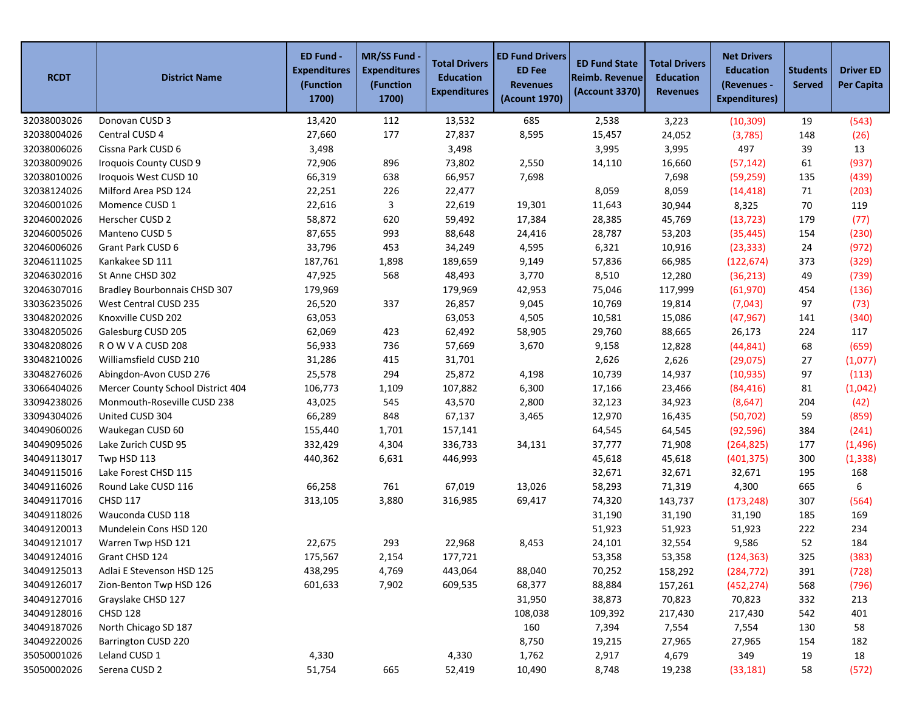| RCDT | District Name | ED Fund - Expenditures (Function 1700) | MR/SS Fund - Expenditures (Function 1700) | Total Drivers Education Expenditures | ED Fund Drivers ED Fee Revenues (Acount 1970) | ED Fund State Reimb. Revenue (Account 3370) | Total Drivers Education Revenues | Net Drivers Education (Revenues - Expenditures) | Students Served | Driver ED Per Capita |
|---|---|---|---|---|---|---|---|---|---|---|
| 32038003026 | Donovan CUSD 3 | 13,420 | 112 | 13,532 | 685 | 2,538 | 3,223 | (10,309) | 19 | (543) |
| 32038004026 | Central CUSD 4 | 27,660 | 177 | 27,837 | 8,595 | 15,457 | 24,052 | (3,785) | 148 | (26) |
| 32038006026 | Cissna Park CUSD 6 | 3,498 | | 3,498 | | 3,995 | 3,995 | 497 | 39 | 13 |
| 32038009026 | Iroquois County CUSD 9 | 72,906 | 896 | 73,802 | 2,550 | 14,110 | 16,660 | (57,142) | 61 | (937) |
| 32038010026 | Iroquois West CUSD 10 | 66,319 | 638 | 66,957 | 7,698 | | 7,698 | (59,259) | 135 | (439) |
| 32038124026 | Milford Area PSD 124 | 22,251 | 226 | 22,477 | | 8,059 | 8,059 | (14,418) | 71 | (203) |
| 32046001026 | Momence CUSD 1 | 22,616 | 3 | 22,619 | 19,301 | 11,643 | 30,944 | 8,325 | 70 | 119 |
| 32046002026 | Herscher CUSD 2 | 58,872 | 620 | 59,492 | 17,384 | 28,385 | 45,769 | (13,723) | 179 | (77) |
| 32046005026 | Manteno CUSD 5 | 87,655 | 993 | 88,648 | 24,416 | 28,787 | 53,203 | (35,445) | 154 | (230) |
| 32046006026 | Grant Park CUSD 6 | 33,796 | 453 | 34,249 | 4,595 | 6,321 | 10,916 | (23,333) | 24 | (972) |
| 32046111025 | Kankakee SD 111 | 187,761 | 1,898 | 189,659 | 9,149 | 57,836 | 66,985 | (122,674) | 373 | (329) |
| 32046302016 | St Anne CHSD 302 | 47,925 | 568 | 48,493 | 3,770 | 8,510 | 12,280 | (36,213) | 49 | (739) |
| 32046307016 | Bradley Bourbonnais CHSD 307 | 179,969 | | 179,969 | 42,953 | 75,046 | 117,999 | (61,970) | 454 | (136) |
| 33036235026 | West Central CUSD 235 | 26,520 | 337 | 26,857 | 9,045 | 10,769 | 19,814 | (7,043) | 97 | (73) |
| 33048202026 | Knoxville CUSD 202 | 63,053 | | 63,053 | 4,505 | 10,581 | 15,086 | (47,967) | 141 | (340) |
| 33048205026 | Galesburg CUSD 205 | 62,069 | 423 | 62,492 | 58,905 | 29,760 | 88,665 | 26,173 | 224 | 117 |
| 33048208026 | R O W V A CUSD 208 | 56,933 | 736 | 57,669 | 3,670 | 9,158 | 12,828 | (44,841) | 68 | (659) |
| 33048210026 | Williamsfield CUSD 210 | 31,286 | 415 | 31,701 | | 2,626 | 2,626 | (29,075) | 27 | (1,077) |
| 33048276026 | Abingdon-Avon CUSD 276 | 25,578 | 294 | 25,872 | 4,198 | 10,739 | 14,937 | (10,935) | 97 | (113) |
| 33066404026 | Mercer County School District 404 | 106,773 | 1,109 | 107,882 | 6,300 | 17,166 | 23,466 | (84,416) | 81 | (1,042) |
| 33094238026 | Monmouth-Roseville CUSD 238 | 43,025 | 545 | 43,570 | 2,800 | 32,123 | 34,923 | (8,647) | 204 | (42) |
| 33094304026 | United CUSD 304 | 66,289 | 848 | 67,137 | 3,465 | 12,970 | 16,435 | (50,702) | 59 | (859) |
| 34049060026 | Waukegan CUSD 60 | 155,440 | 1,701 | 157,141 | | 64,545 | 64,545 | (92,596) | 384 | (241) |
| 34049095026 | Lake Zurich CUSD 95 | 332,429 | 4,304 | 336,733 | 34,131 | 37,777 | 71,908 | (264,825) | 177 | (1,496) |
| 34049113017 | Twp HSD 113 | 440,362 | 6,631 | 446,993 | | 45,618 | 45,618 | (401,375) | 300 | (1,338) |
| 34049115016 | Lake Forest CHSD 115 | | | | | 32,671 | 32,671 | 32,671 | 195 | 168 |
| 34049116026 | Round Lake CUSD 116 | 66,258 | 761 | 67,019 | 13,026 | 58,293 | 71,319 | 4,300 | 665 | 6 |
| 34049117016 | CHSD 117 | 313,105 | 3,880 | 316,985 | 69,417 | 74,320 | 143,737 | (173,248) | 307 | (564) |
| 34049118026 | Wauconda CUSD 118 | | | | | 31,190 | 31,190 | 31,190 | 185 | 169 |
| 34049120013 | Mundelein Cons HSD 120 | | | | | 51,923 | 51,923 | 51,923 | 222 | 234 |
| 34049121017 | Warren Twp HSD 121 | 22,675 | 293 | 22,968 | 8,453 | 24,101 | 32,554 | 9,586 | 52 | 184 |
| 34049124016 | Grant CHSD 124 | 175,567 | 2,154 | 177,721 | | 53,358 | 53,358 | (124,363) | 325 | (383) |
| 34049125013 | Adlai E Stevenson HSD 125 | 438,295 | 4,769 | 443,064 | 88,040 | 70,252 | 158,292 | (284,772) | 391 | (728) |
| 34049126017 | Zion-Benton Twp HSD 126 | 601,633 | 7,902 | 609,535 | 68,377 | 88,884 | 157,261 | (452,274) | 568 | (796) |
| 34049127016 | Grayslake CHSD 127 | | | | 31,950 | 38,873 | 70,823 | 70,823 | 332 | 213 |
| 34049128016 | CHSD 128 | | | | 108,038 | 109,392 | 217,430 | 217,430 | 542 | 401 |
| 34049187026 | North Chicago SD 187 | | | | 160 | 7,394 | 7,554 | 7,554 | 130 | 58 |
| 34049220026 | Barrington CUSD 220 | | | | 8,750 | 19,215 | 27,965 | 27,965 | 154 | 182 |
| 35050001026 | Leland CUSD 1 | 4,330 | | 4,330 | 1,762 | 2,917 | 4,679 | 349 | 19 | 18 |
| 35050002026 | Serena CUSD 2 | 51,754 | 665 | 52,419 | 10,490 | 8,748 | 19,238 | (33,181) | 58 | (572) |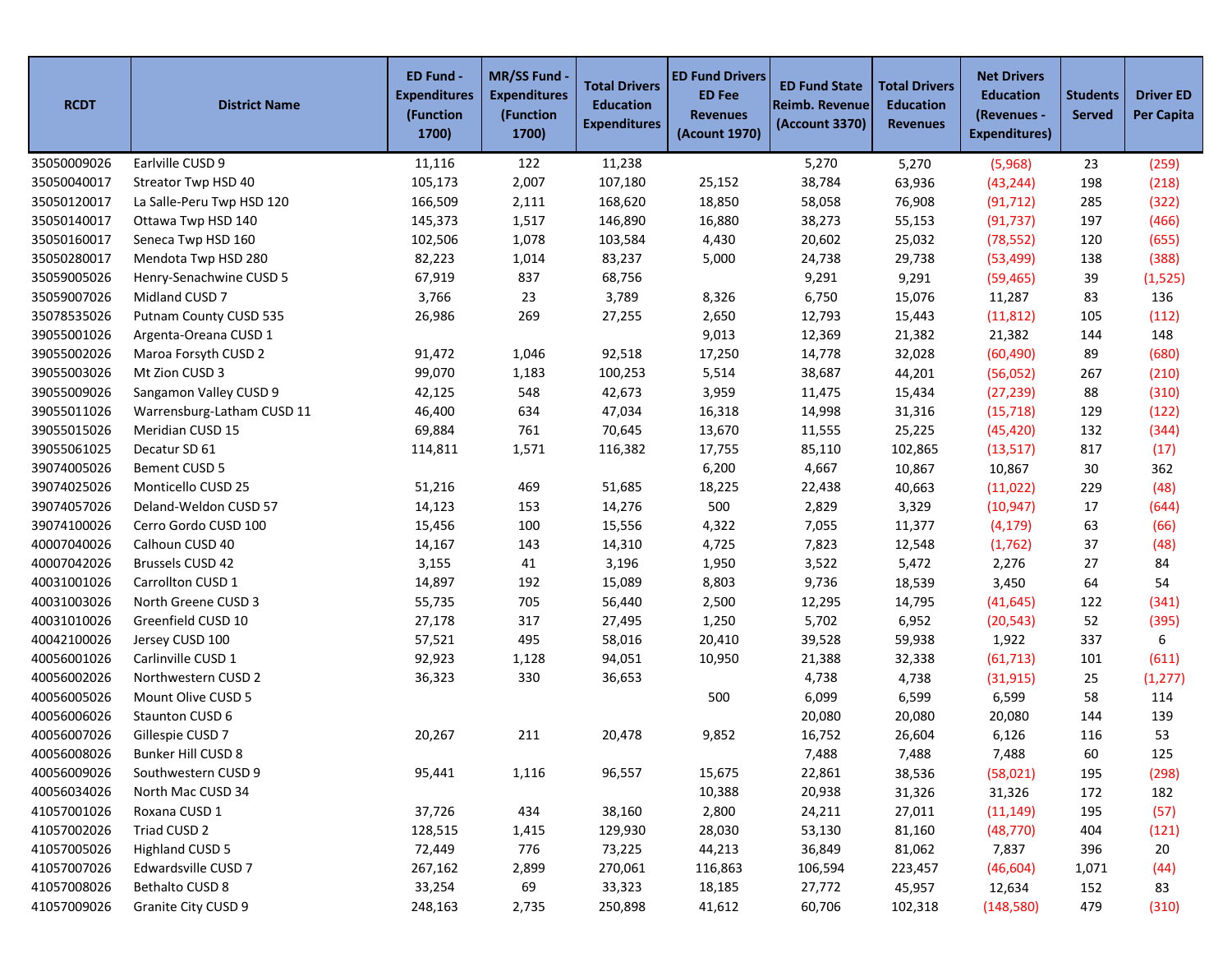| RCDT | District Name | ED Fund - Expenditures (Function 1700) | MR/SS Fund - Expenditures (Function 1700) | Total Drivers Education Expenditures | ED Fund Drivers ED Fee Revenues (Acount 1970) | ED Fund State Reimb. Revenue (Account 3370) | Total Drivers Education Revenues | Net Drivers Education (Revenues - Expenditures) | Students Served | Driver ED Per Capita |
|---|---|---|---|---|---|---|---|---|---|---|
| 35050009026 | Earlville CUSD 9 | 11,116 | 122 | 11,238 | | 5,270 | 5,270 | (5,968) | 23 | (259) |
| 35050040017 | Streator Twp HSD 40 | 105,173 | 2,007 | 107,180 | 25,152 | 38,784 | 63,936 | (43,244) | 198 | (218) |
| 35050120017 | La Salle-Peru Twp HSD 120 | 166,509 | 2,111 | 168,620 | 18,850 | 58,058 | 76,908 | (91,712) | 285 | (322) |
| 35050140017 | Ottawa Twp HSD 140 | 145,373 | 1,517 | 146,890 | 16,880 | 38,273 | 55,153 | (91,737) | 197 | (466) |
| 35050160017 | Seneca Twp HSD 160 | 102,506 | 1,078 | 103,584 | 4,430 | 20,602 | 25,032 | (78,552) | 120 | (655) |
| 35050280017 | Mendota Twp HSD 280 | 82,223 | 1,014 | 83,237 | 5,000 | 24,738 | 29,738 | (53,499) | 138 | (388) |
| 35059005026 | Henry-Senachwine CUSD 5 | 67,919 | 837 | 68,756 | | 9,291 | 9,291 | (59,465) | 39 | (1,525) |
| 35059007026 | Midland CUSD 7 | 3,766 | 23 | 3,789 | 8,326 | 6,750 | 15,076 | 11,287 | 83 | 136 |
| 35078535026 | Putnam County CUSD 535 | 26,986 | 269 | 27,255 | 2,650 | 12,793 | 15,443 | (11,812) | 105 | (112) |
| 39055001026 | Argenta-Oreana CUSD 1 | | | | 9,013 | 12,369 | 21,382 | 21,382 | 144 | 148 |
| 39055002026 | Maroa Forsyth CUSD 2 | 91,472 | 1,046 | 92,518 | 17,250 | 14,778 | 32,028 | (60,490) | 89 | (680) |
| 39055003026 | Mt Zion CUSD 3 | 99,070 | 1,183 | 100,253 | 5,514 | 38,687 | 44,201 | (56,052) | 267 | (210) |
| 39055009026 | Sangamon Valley CUSD 9 | 42,125 | 548 | 42,673 | 3,959 | 11,475 | 15,434 | (27,239) | 88 | (310) |
| 39055011026 | Warrensburg-Latham CUSD 11 | 46,400 | 634 | 47,034 | 16,318 | 14,998 | 31,316 | (15,718) | 129 | (122) |
| 39055015026 | Meridian CUSD 15 | 69,884 | 761 | 70,645 | 13,670 | 11,555 | 25,225 | (45,420) | 132 | (344) |
| 39055061025 | Decatur SD 61 | 114,811 | 1,571 | 116,382 | 17,755 | 85,110 | 102,865 | (13,517) | 817 | (17) |
| 39074005026 | Bement CUSD 5 | | | | 6,200 | 4,667 | 10,867 | 10,867 | 30 | 362 |
| 39074025026 | Monticello CUSD 25 | 51,216 | 469 | 51,685 | 18,225 | 22,438 | 40,663 | (11,022) | 229 | (48) |
| 39074057026 | Deland-Weldon CUSD 57 | 14,123 | 153 | 14,276 | 500 | 2,829 | 3,329 | (10,947) | 17 | (644) |
| 39074100026 | Cerro Gordo CUSD 100 | 15,456 | 100 | 15,556 | 4,322 | 7,055 | 11,377 | (4,179) | 63 | (66) |
| 40007040026 | Calhoun CUSD 40 | 14,167 | 143 | 14,310 | 4,725 | 7,823 | 12,548 | (1,762) | 37 | (48) |
| 40007042026 | Brussels CUSD 42 | 3,155 | 41 | 3,196 | 1,950 | 3,522 | 5,472 | 2,276 | 27 | 84 |
| 40031001026 | Carrollton CUSD 1 | 14,897 | 192 | 15,089 | 8,803 | 9,736 | 18,539 | 3,450 | 64 | 54 |
| 40031003026 | North Greene CUSD 3 | 55,735 | 705 | 56,440 | 2,500 | 12,295 | 14,795 | (41,645) | 122 | (341) |
| 40031010026 | Greenfield CUSD 10 | 27,178 | 317 | 27,495 | 1,250 | 5,702 | 6,952 | (20,543) | 52 | (395) |
| 40042100026 | Jersey CUSD 100 | 57,521 | 495 | 58,016 | 20,410 | 39,528 | 59,938 | 1,922 | 337 | 6 |
| 40056001026 | Carlinville CUSD 1 | 92,923 | 1,128 | 94,051 | 10,950 | 21,388 | 32,338 | (61,713) | 101 | (611) |
| 40056002026 | Northwestern CUSD 2 | 36,323 | 330 | 36,653 | | 4,738 | 4,738 | (31,915) | 25 | (1,277) |
| 40056005026 | Mount Olive CUSD 5 | | | | 500 | 6,099 | 6,599 | 6,599 | 58 | 114 |
| 40056006026 | Staunton CUSD 6 | | | | | 20,080 | 20,080 | 20,080 | 144 | 139 |
| 40056007026 | Gillespie CUSD 7 | 20,267 | 211 | 20,478 | 9,852 | 16,752 | 26,604 | 6,126 | 116 | 53 |
| 40056008026 | Bunker Hill CUSD 8 | | | | | 7,488 | 7,488 | 7,488 | 60 | 125 |
| 40056009026 | Southwestern CUSD 9 | 95,441 | 1,116 | 96,557 | 15,675 | 22,861 | 38,536 | (58,021) | 195 | (298) |
| 40056034026 | North Mac CUSD 34 | | | | 10,388 | 20,938 | 31,326 | 31,326 | 172 | 182 |
| 41057001026 | Roxana CUSD 1 | 37,726 | 434 | 38,160 | 2,800 | 24,211 | 27,011 | (11,149) | 195 | (57) |
| 41057002026 | Triad CUSD 2 | 128,515 | 1,415 | 129,930 | 28,030 | 53,130 | 81,160 | (48,770) | 404 | (121) |
| 41057005026 | Highland CUSD 5 | 72,449 | 776 | 73,225 | 44,213 | 36,849 | 81,062 | 7,837 | 396 | 20 |
| 41057007026 | Edwardsville CUSD 7 | 267,162 | 2,899 | 270,061 | 116,863 | 106,594 | 223,457 | (46,604) | 1,071 | (44) |
| 41057008026 | Bethalto CUSD 8 | 33,254 | 69 | 33,323 | 18,185 | 27,772 | 45,957 | 12,634 | 152 | 83 |
| 41057009026 | Granite City CUSD 9 | 248,163 | 2,735 | 250,898 | 41,612 | 60,706 | 102,318 | (148,580) | 479 | (310) |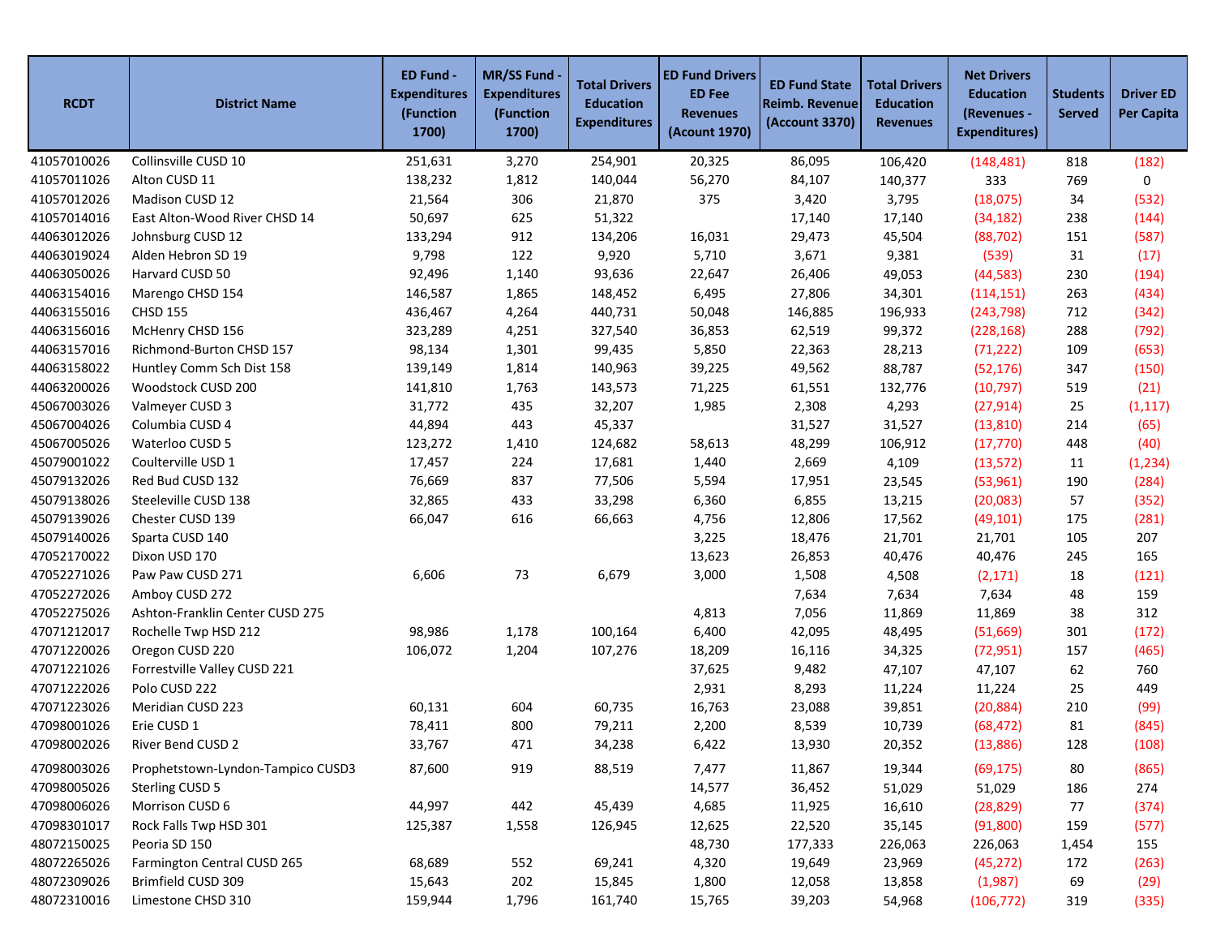| RCDT | District Name | ED Fund - Expenditures (Function 1700) | MR/SS Fund - Expenditures (Function 1700) | Total Drivers Education Expenditures | ED Fund Drivers ED Fee Revenues (Acount 1970) | ED Fund State Reimb. Revenue (Account 3370) | Total Drivers Education Revenues | Net Drivers Education (Revenues - Expenditures) | Students Served | Driver ED Per Capita |
|---|---|---|---|---|---|---|---|---|---|---|
| 41057010026 | Collinsville CUSD 10 | 251,631 | 3,270 | 254,901 | 20,325 | 86,095 | 106,420 | (148,481) | 818 | (182) |
| 41057011026 | Alton CUSD 11 | 138,232 | 1,812 | 140,044 | 56,270 | 84,107 | 140,377 | 333 | 769 | 0 |
| 41057012026 | Madison CUSD 12 | 21,564 | 306 | 21,870 | 375 | 3,420 | 3,795 | (18,075) | 34 | (532) |
| 41057014016 | East Alton-Wood River CHSD 14 | 50,697 | 625 | 51,322 | | 17,140 | 17,140 | (34,182) | 238 | (144) |
| 44063012026 | Johnsburg CUSD 12 | 133,294 | 912 | 134,206 | 16,031 | 29,473 | 45,504 | (88,702) | 151 | (587) |
| 44063019024 | Alden Hebron SD 19 | 9,798 | 122 | 9,920 | 5,710 | 3,671 | 9,381 | (539) | 31 | (17) |
| 44063050026 | Harvard CUSD 50 | 92,496 | 1,140 | 93,636 | 22,647 | 26,406 | 49,053 | (44,583) | 230 | (194) |
| 44063154016 | Marengo CHSD 154 | 146,587 | 1,865 | 148,452 | 6,495 | 27,806 | 34,301 | (114,151) | 263 | (434) |
| 44063155016 | CHSD 155 | 436,467 | 4,264 | 440,731 | 50,048 | 146,885 | 196,933 | (243,798) | 712 | (342) |
| 44063156016 | McHenry CHSD 156 | 323,289 | 4,251 | 327,540 | 36,853 | 62,519 | 99,372 | (228,168) | 288 | (792) |
| 44063157016 | Richmond-Burton CHSD 157 | 98,134 | 1,301 | 99,435 | 5,850 | 22,363 | 28,213 | (71,222) | 109 | (653) |
| 44063158022 | Huntley Comm Sch Dist 158 | 139,149 | 1,814 | 140,963 | 39,225 | 49,562 | 88,787 | (52,176) | 347 | (150) |
| 44063200026 | Woodstock CUSD 200 | 141,810 | 1,763 | 143,573 | 71,225 | 61,551 | 132,776 | (10,797) | 519 | (21) |
| 45067003026 | Valmeyer CUSD 3 | 31,772 | 435 | 32,207 | 1,985 | 2,308 | 4,293 | (27,914) | 25 | (1,117) |
| 45067004026 | Columbia CUSD 4 | 44,894 | 443 | 45,337 | | 31,527 | 31,527 | (13,810) | 214 | (65) |
| 45067005026 | Waterloo CUSD 5 | 123,272 | 1,410 | 124,682 | 58,613 | 48,299 | 106,912 | (17,770) | 448 | (40) |
| 45079001022 | Coulterville USD 1 | 17,457 | 224 | 17,681 | 1,440 | 2,669 | 4,109 | (13,572) | 11 | (1,234) |
| 45079132026 | Red Bud CUSD 132 | 76,669 | 837 | 77,506 | 5,594 | 17,951 | 23,545 | (53,961) | 190 | (284) |
| 45079138026 | Steeleville CUSD 138 | 32,865 | 433 | 33,298 | 6,360 | 6,855 | 13,215 | (20,083) | 57 | (352) |
| 45079139026 | Chester CUSD 139 | 66,047 | 616 | 66,663 | 4,756 | 12,806 | 17,562 | (49,101) | 175 | (281) |
| 45079140026 | Sparta CUSD 140 | | | | 3,225 | 18,476 | 21,701 | 21,701 | 105 | 207 |
| 47052170022 | Dixon USD 170 | | | | 13,623 | 26,853 | 40,476 | 40,476 | 245 | 165 |
| 47052271026 | Paw Paw CUSD 271 | 6,606 | 73 | 6,679 | 3,000 | 1,508 | 4,508 | (2,171) | 18 | (121) |
| 47052272026 | Amboy CUSD 272 | | | | | 7,634 | 7,634 | 7,634 | 48 | 159 |
| 47052275026 | Ashton-Franklin Center CUSD 275 | | | | 4,813 | 7,056 | 11,869 | 11,869 | 38 | 312 |
| 47071212017 | Rochelle Twp HSD 212 | 98,986 | 1,178 | 100,164 | 6,400 | 42,095 | 48,495 | (51,669) | 301 | (172) |
| 47071220026 | Oregon CUSD 220 | 106,072 | 1,204 | 107,276 | 18,209 | 16,116 | 34,325 | (72,951) | 157 | (465) |
| 47071221026 | Forrestville Valley CUSD 221 | | | | 37,625 | 9,482 | 47,107 | 47,107 | 62 | 760 |
| 47071222026 | Polo CUSD 222 | | | | 2,931 | 8,293 | 11,224 | 11,224 | 25 | 449 |
| 47071223026 | Meridian CUSD 223 | 60,131 | 604 | 60,735 | 16,763 | 23,088 | 39,851 | (20,884) | 210 | (99) |
| 47098001026 | Erie CUSD 1 | 78,411 | 800 | 79,211 | 2,200 | 8,539 | 10,739 | (68,472) | 81 | (845) |
| 47098002026 | River Bend CUSD 2 | 33,767 | 471 | 34,238 | 6,422 | 13,930 | 20,352 | (13,886) | 128 | (108) |
| 47098003026 | Prophetstown-Lyndon-Tampico CUSD3 | 87,600 | 919 | 88,519 | 7,477 | 11,867 | 19,344 | (69,175) | 80 | (865) |
| 47098005026 | Sterling CUSD 5 | | | | 14,577 | 36,452 | 51,029 | 51,029 | 186 | 274 |
| 47098006026 | Morrison CUSD 6 | 44,997 | 442 | 45,439 | 4,685 | 11,925 | 16,610 | (28,829) | 77 | (374) |
| 47098301017 | Rock Falls Twp HSD 301 | 125,387 | 1,558 | 126,945 | 12,625 | 22,520 | 35,145 | (91,800) | 159 | (577) |
| 48072150025 | Peoria SD 150 | | | | 48,730 | 177,333 | 226,063 | 226,063 | 1,454 | 155 |
| 48072265026 | Farmington Central CUSD 265 | 68,689 | 552 | 69,241 | 4,320 | 19,649 | 23,969 | (45,272) | 172 | (263) |
| 48072309026 | Brimfield CUSD 309 | 15,643 | 202 | 15,845 | 1,800 | 12,058 | 13,858 | (1,987) | 69 | (29) |
| 48072310016 | Limestone CHSD 310 | 159,944 | 1,796 | 161,740 | 15,765 | 39,203 | 54,968 | (106,772) | 319 | (335) |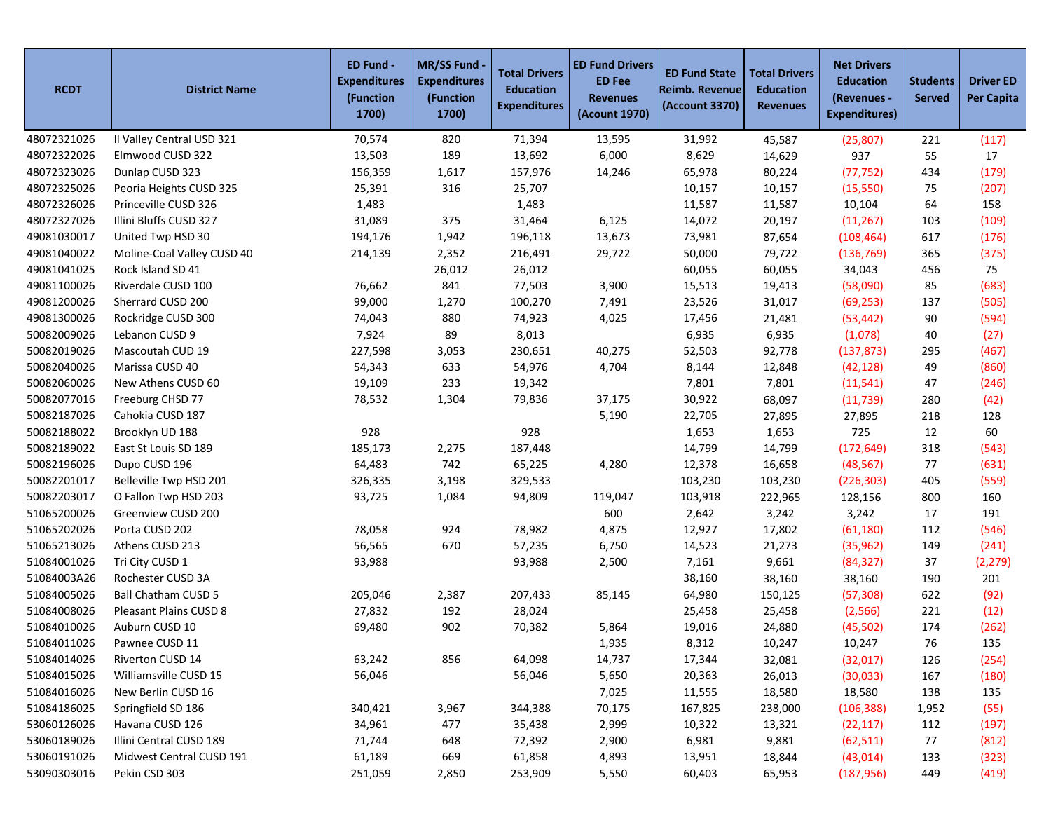| RCDT | District Name | ED Fund - Expenditures (Function 1700) | MR/SS Fund - Expenditures (Function 1700) | Total Drivers Education Expenditures | ED Fund Drivers ED Fee Revenues (Acount 1970) | ED Fund State Reimb. Revenue (Account 3370) | Total Drivers Education Revenues | Net Drivers Education (Revenues - Expenditures) | Students Served | Driver ED Per Capita |
|---|---|---|---|---|---|---|---|---|---|---|
| 48072321026 | Il Valley Central USD 321 | 70,574 | 820 | 71,394 | 13,595 | 31,992 | 45,587 | (25,807) | 221 | (117) |
| 48072322026 | Elmwood CUSD 322 | 13,503 | 189 | 13,692 | 6,000 | 8,629 | 14,629 | 937 | 55 | 17 |
| 48072323026 | Dunlap CUSD 323 | 156,359 | 1,617 | 157,976 | 14,246 | 65,978 | 80,224 | (77,752) | 434 | (179) |
| 48072325026 | Peoria Heights CUSD 325 | 25,391 | 316 | 25,707 | | 10,157 | 10,157 | (15,550) | 75 | (207) |
| 48072326026 | Princeville CUSD 326 | 1,483 | | 1,483 | | 11,587 | 11,587 | 10,104 | 64 | 158 |
| 48072327026 | Illini Bluffs CUSD 327 | 31,089 | 375 | 31,464 | 6,125 | 14,072 | 20,197 | (11,267) | 103 | (109) |
| 49081030017 | United Twp HSD 30 | 194,176 | 1,942 | 196,118 | 13,673 | 73,981 | 87,654 | (108,464) | 617 | (176) |
| 49081040022 | Moline-Coal Valley CUSD 40 | 214,139 | 2,352 | 216,491 | 29,722 | 50,000 | 79,722 | (136,769) | 365 | (375) |
| 49081041025 | Rock Island SD 41 | | 26,012 | 26,012 | | 60,055 | 60,055 | 34,043 | 456 | 75 |
| 49081100026 | Riverdale CUSD 100 | 76,662 | 841 | 77,503 | 3,900 | 15,513 | 19,413 | (58,090) | 85 | (683) |
| 49081200026 | Sherrard CUSD 200 | 99,000 | 1,270 | 100,270 | 7,491 | 23,526 | 31,017 | (69,253) | 137 | (505) |
| 49081300026 | Rockridge CUSD 300 | 74,043 | 880 | 74,923 | 4,025 | 17,456 | 21,481 | (53,442) | 90 | (594) |
| 50082009026 | Lebanon CUSD 9 | 7,924 | 89 | 8,013 | | 6,935 | 6,935 | (1,078) | 40 | (27) |
| 50082019026 | Mascoutah CUD 19 | 227,598 | 3,053 | 230,651 | 40,275 | 52,503 | 92,778 | (137,873) | 295 | (467) |
| 50082040026 | Marissa CUSD 40 | 54,343 | 633 | 54,976 | 4,704 | 8,144 | 12,848 | (42,128) | 49 | (860) |
| 50082060026 | New Athens CUSD 60 | 19,109 | 233 | 19,342 | | 7,801 | 7,801 | (11,541) | 47 | (246) |
| 50082077016 | Freeburg CHSD 77 | 78,532 | 1,304 | 79,836 | 37,175 | 30,922 | 68,097 | (11,739) | 280 | (42) |
| 50082187026 | Cahokia CUSD 187 | | | | 5,190 | 22,705 | 27,895 | 27,895 | 218 | 128 |
| 50082188022 | Brooklyn UD 188 | 928 | | 928 | | 1,653 | 1,653 | 725 | 12 | 60 |
| 50082189022 | East St Louis SD 189 | 185,173 | 2,275 | 187,448 | | 14,799 | 14,799 | (172,649) | 318 | (543) |
| 50082196026 | Dupo CUSD 196 | 64,483 | 742 | 65,225 | 4,280 | 12,378 | 16,658 | (48,567) | 77 | (631) |
| 50082201017 | Belleville Twp HSD 201 | 326,335 | 3,198 | 329,533 | | 103,230 | 103,230 | (226,303) | 405 | (559) |
| 50082203017 | O Fallon Twp HSD 203 | 93,725 | 1,084 | 94,809 | 119,047 | 103,918 | 222,965 | 128,156 | 800 | 160 |
| 51065200026 | Greenview CUSD 200 | | | | 600 | 2,642 | 3,242 | 3,242 | 17 | 191 |
| 51065202026 | Porta CUSD 202 | 78,058 | 924 | 78,982 | 4,875 | 12,927 | 17,802 | (61,180) | 112 | (546) |
| 51065213026 | Athens CUSD 213 | 56,565 | 670 | 57,235 | 6,750 | 14,523 | 21,273 | (35,962) | 149 | (241) |
| 51084001026 | Tri City CUSD 1 | 93,988 | | 93,988 | 2,500 | 7,161 | 9,661 | (84,327) | 37 | (2,279) |
| 51084003A26 | Rochester CUSD 3A | | | | | 38,160 | 38,160 | 38,160 | 190 | 201 |
| 51084005026 | Ball Chatham CUSD 5 | 205,046 | 2,387 | 207,433 | 85,145 | 64,980 | 150,125 | (57,308) | 622 | (92) |
| 51084008026 | Pleasant Plains CUSD 8 | 27,832 | 192 | 28,024 | | 25,458 | 25,458 | (2,566) | 221 | (12) |
| 51084010026 | Auburn CUSD 10 | 69,480 | 902 | 70,382 | 5,864 | 19,016 | 24,880 | (45,502) | 174 | (262) |
| 51084011026 | Pawnee CUSD 11 | | | | 1,935 | 8,312 | 10,247 | 10,247 | 76 | 135 |
| 51084014026 | Riverton CUSD 14 | 63,242 | 856 | 64,098 | 14,737 | 17,344 | 32,081 | (32,017) | 126 | (254) |
| 51084015026 | Williamsville CUSD 15 | 56,046 | | 56,046 | 5,650 | 20,363 | 26,013 | (30,033) | 167 | (180) |
| 51084016026 | New Berlin CUSD 16 | | | | 7,025 | 11,555 | 18,580 | 18,580 | 138 | 135 |
| 51084186025 | Springfield SD 186 | 340,421 | 3,967 | 344,388 | 70,175 | 167,825 | 238,000 | (106,388) | 1,952 | (55) |
| 53060126026 | Havana CUSD 126 | 34,961 | 477 | 35,438 | 2,999 | 10,322 | 13,321 | (22,117) | 112 | (197) |
| 53060189026 | Illini Central CUSD 189 | 71,744 | 648 | 72,392 | 2,900 | 6,981 | 9,881 | (62,511) | 77 | (812) |
| 53060191026 | Midwest Central CUSD 191 | 61,189 | 669 | 61,858 | 4,893 | 13,951 | 18,844 | (43,014) | 133 | (323) |
| 53090303016 | Pekin CSD 303 | 251,059 | 2,850 | 253,909 | 5,550 | 60,403 | 65,953 | (187,956) | 449 | (419) |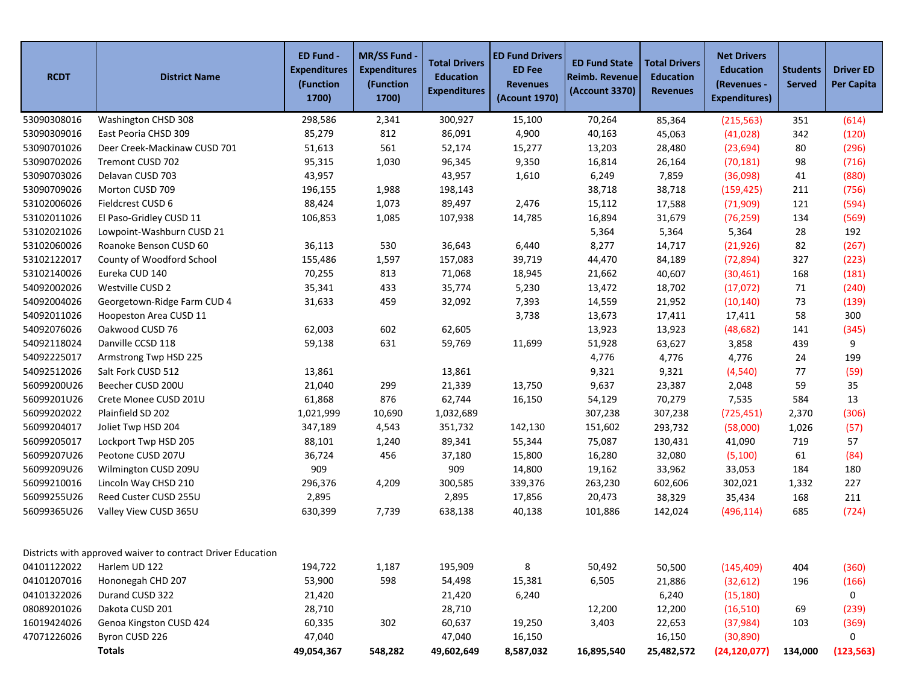| RCDT | District Name | ED Fund - Expenditures (Function 1700) | MR/SS Fund - Expenditures (Function 1700) | Total Drivers Education Expenditures | ED Fund Drivers ED Fee Revenues (Acount 1970) | ED Fund State Reimb. Revenue (Account 3370) | Total Drivers Education Revenues | Net Drivers Education (Revenues - Expenditures) | Students Served | Driver ED Per Capita |
|---|---|---|---|---|---|---|---|---|---|---|
| 53090308016 | Washington CHSD 308 | 298,586 | 2,341 | 300,927 | 15,100 | 70,264 | 85,364 | (215,563) | 351 | (614) |
| 53090309016 | East Peoria CHSD 309 | 85,279 | 812 | 86,091 | 4,900 | 40,163 | 45,063 | (41,028) | 342 | (120) |
| 53090701026 | Deer Creek-Mackinaw CUSD 701 | 51,613 | 561 | 52,174 | 15,277 | 13,203 | 28,480 | (23,694) | 80 | (296) |
| 53090702026 | Tremont CUSD 702 | 95,315 | 1,030 | 96,345 | 9,350 | 16,814 | 26,164 | (70,181) | 98 | (716) |
| 53090703026 | Delavan CUSD 703 | 43,957 | | 43,957 | 1,610 | 6,249 | 7,859 | (36,098) | 41 | (880) |
| 53090709026 | Morton CUSD 709 | 196,155 | 1,988 | 198,143 | | 38,718 | 38,718 | (159,425) | 211 | (756) |
| 53102006026 | Fieldcrest CUSD 6 | 88,424 | 1,073 | 89,497 | 2,476 | 15,112 | 17,588 | (71,909) | 121 | (594) |
| 53102011026 | El Paso-Gridley CUSD 11 | 106,853 | 1,085 | 107,938 | 14,785 | 16,894 | 31,679 | (76,259) | 134 | (569) |
| 53102021026 | Lowpoint-Washburn CUSD 21 | | | | | 5,364 | 5,364 | 5,364 | 28 | 192 |
| 53102060026 | Roanoke Benson CUSD 60 | 36,113 | 530 | 36,643 | 6,440 | 8,277 | 14,717 | (21,926) | 82 | (267) |
| 53102122017 | County of Woodford School | 155,486 | 1,597 | 157,083 | 39,719 | 44,470 | 84,189 | (72,894) | 327 | (223) |
| 53102140026 | Eureka CUD 140 | 70,255 | 813 | 71,068 | 18,945 | 21,662 | 40,607 | (30,461) | 168 | (181) |
| 54092002026 | Westville CUSD 2 | 35,341 | 433 | 35,774 | 5,230 | 13,472 | 18,702 | (17,072) | 71 | (240) |
| 54092004026 | Georgetown-Ridge Farm CUD 4 | 31,633 | 459 | 32,092 | 7,393 | 14,559 | 21,952 | (10,140) | 73 | (139) |
| 54092011026 | Hoopeston Area CUSD 11 | | | | 3,738 | 13,673 | 17,411 | 17,411 | 58 | 300 |
| 54092076026 | Oakwood CUSD 76 | 62,003 | 602 | 62,605 | | 13,923 | 13,923 | (48,682) | 141 | (345) |
| 54092118024 | Danville CCSD 118 | 59,138 | 631 | 59,769 | 11,699 | 51,928 | 63,627 | 3,858 | 439 | 9 |
| 54092225017 | Armstrong Twp HSD 225 | | | | | 4,776 | 4,776 | 4,776 | 24 | 199 |
| 54092512026 | Salt Fork CUSD 512 | 13,861 | | 13,861 | | 9,321 | 9,321 | (4,540) | 77 | (59) |
| 56099200U26 | Beecher CUSD 200U | 21,040 | 299 | 21,339 | 13,750 | 9,637 | 23,387 | 2,048 | 59 | 35 |
| 56099201U26 | Crete Monee CUSD 201U | 61,868 | 876 | 62,744 | 16,150 | 54,129 | 70,279 | 7,535 | 584 | 13 |
| 56099202022 | Plainfield SD 202 | 1,021,999 | 10,690 | 1,032,689 | | 307,238 | 307,238 | (725,451) | 2,370 | (306) |
| 56099204017 | Joliet Twp HSD 204 | 347,189 | 4,543 | 351,732 | 142,130 | 151,602 | 293,732 | (58,000) | 1,026 | (57) |
| 56099205017 | Lockport Twp HSD 205 | 88,101 | 1,240 | 89,341 | 55,344 | 75,087 | 130,431 | 41,090 | 719 | 57 |
| 56099207U26 | Peotone CUSD 207U | 36,724 | 456 | 37,180 | 15,800 | 16,280 | 32,080 | (5,100) | 61 | (84) |
| 56099209U26 | Wilmington CUSD 209U | 909 | | 909 | 14,800 | 19,162 | 33,962 | 33,053 | 184 | 180 |
| 56099210016 | Lincoln Way CHSD 210 | 296,376 | 4,209 | 300,585 | 339,376 | 263,230 | 602,606 | 302,021 | 1,332 | 227 |
| 56099255U26 | Reed Custer CUSD 255U | 2,895 | | 2,895 | 17,856 | 20,473 | 38,329 | 35,434 | 168 | 211 |
| 56099365U26 | Valley View CUSD 365U | 630,399 | 7,739 | 638,138 | 40,138 | 101,886 | 142,024 | (496,114) | 685 | (724) |
| Districts with approved waiver to contract Driver Education | | | | | | | | | | |
| 04101122022 | Harlem UD 122 | 194,722 | 1,187 | 195,909 | 8 | 50,492 | 50,500 | (145,409) | 404 | (360) |
| 04101207016 | Hononegah CHD 207 | 53,900 | 598 | 54,498 | 15,381 | 6,505 | 21,886 | (32,612) | 196 | (166) |
| 04101322026 | Durand CUSD 322 | 21,420 | | 21,420 | 6,240 | | 6,240 | (15,180) | | 0 |
| 08089201026 | Dakota CUSD 201 | 28,710 | | 28,710 | | 12,200 | 12,200 | (16,510) | 69 | (239) |
| 16019424026 | Genoa Kingston CUSD 424 | 60,335 | 302 | 60,637 | 19,250 | 3,403 | 22,653 | (37,984) | 103 | (369) |
| 47071226026 | Byron CUSD 226 | 47,040 | | 47,040 | 16,150 | | 16,150 | (30,890) | | 0 |
| | **Totals** | **49,054,367** | **548,282** | **49,602,649** | **8,587,032** | **16,895,540** | **25,482,572** | **(24,120,077)** | **134,000** | **(123,563)** |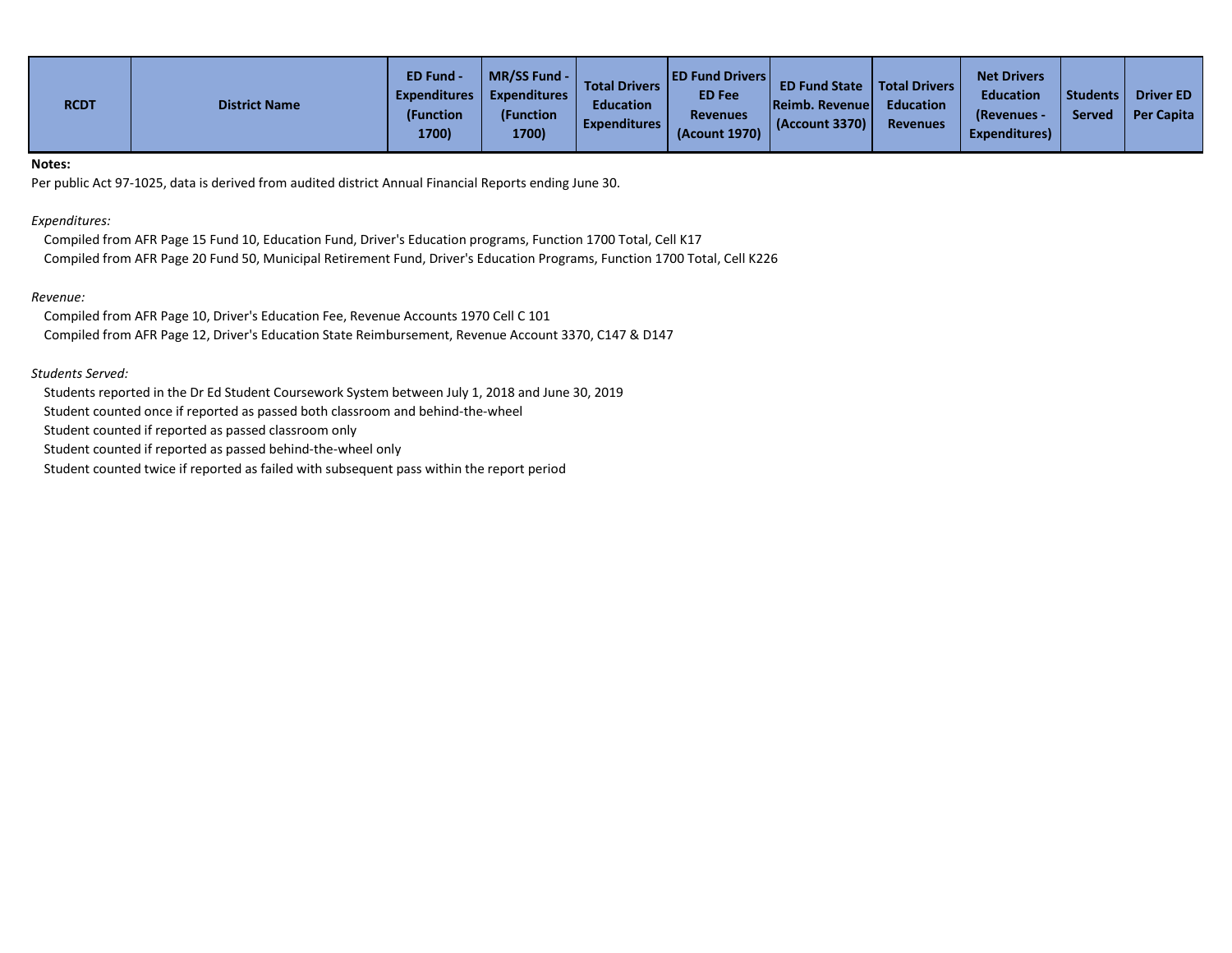| RCDT | District Name | ED Fund - Expenditures (Function 1700) | MR/SS Fund - Expenditures (Function 1700) | Total Drivers Education Expenditures | ED Fund Drivers ED Fee Revenues (Acount 1970) | ED Fund State Reimb. Revenue (Account 3370) | Total Drivers Education Revenues | Net Drivers Education (Revenues - Expenditures) | Students Served | Driver ED Per Capita |
|---|---|---|---|---|---|---|---|---|---|---|

**Notes:**

Per public Act 97-1025, data is derived from audited district Annual Financial Reports ending June 30.

*Expenditures:*

Compiled from AFR Page 15 Fund 10, Education Fund, Driver's Education programs, Function 1700 Total, Cell K17
Compiled from AFR Page 20 Fund 50, Municipal Retirement Fund, Driver's Education Programs, Function 1700 Total, Cell K226

*Revenue:*

Compiled from AFR Page 10, Driver's Education Fee, Revenue Accounts 1970 Cell C 101
Compiled from AFR Page 12, Driver's Education State Reimbursement, Revenue Account 3370, C147 & D147

*Students Served:*

Students reported in the Dr Ed Student Coursework System between July 1, 2018 and June 30, 2019
Student counted once if reported as passed both classroom and behind-the-wheel
Student counted if reported as passed classroom only
Student counted if reported as passed behind-the-wheel only
Student counted twice if reported as failed with subsequent pass within the report period